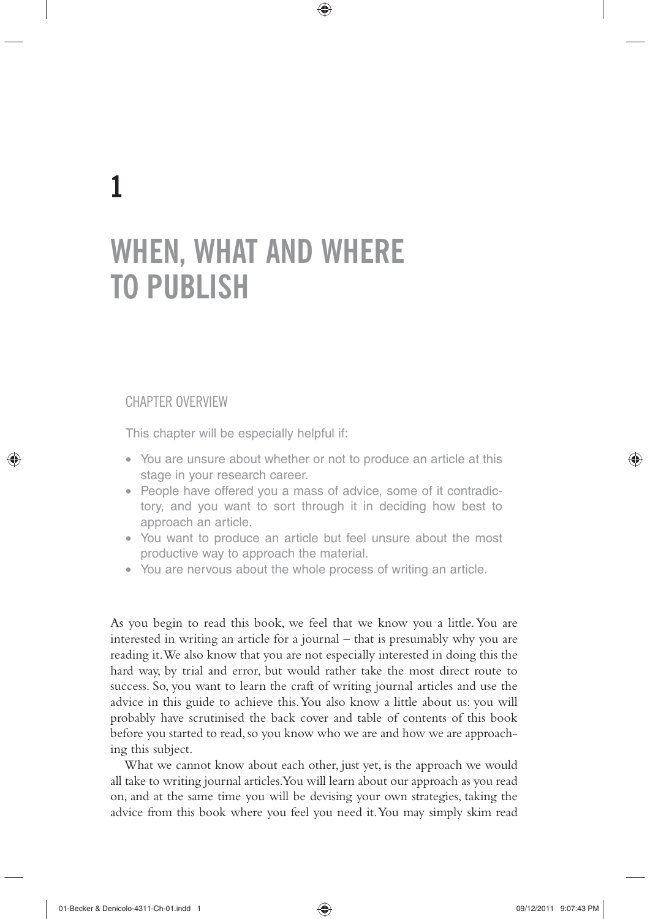# 1

# WHEN, WHAT AND WHERE TO PUBLISH

## CHAPTER OVERVIEW

This chapter will be especially helpful if:

- You are unsure about whether or not to produce an article at this stage in your research career.
- People have offered you a mass of advice, some of it contradictory, and you want to sort through it in deciding how best to approach an article.
- You want to produce an article but feel unsure about the most productive way to approach the material.
- You are nervous about the whole process of writing an article.

As you begin to read this book, we feel that we know you a little. You are interested in writing an article for a journal – that is presumably why you are reading it. We also know that you are not especially interested in doing this the hard way, by trial and error, but would rather take the most direct route to success. So, you want to learn the craft of writing journal articles and use the advice in this guide to achieve this. You also know a little about us: you will probably have scrutinised the back cover and table of contents of this book before you started to read, so you know who we are and how we are approaching this subject.

What we cannot know about each other, just yet, is the approach we would all take to writing journal articles. You will learn about our approach as you read on, and at the same time you will be devising your own strategies, taking the advice from this book where you feel you need it. You may simply skim read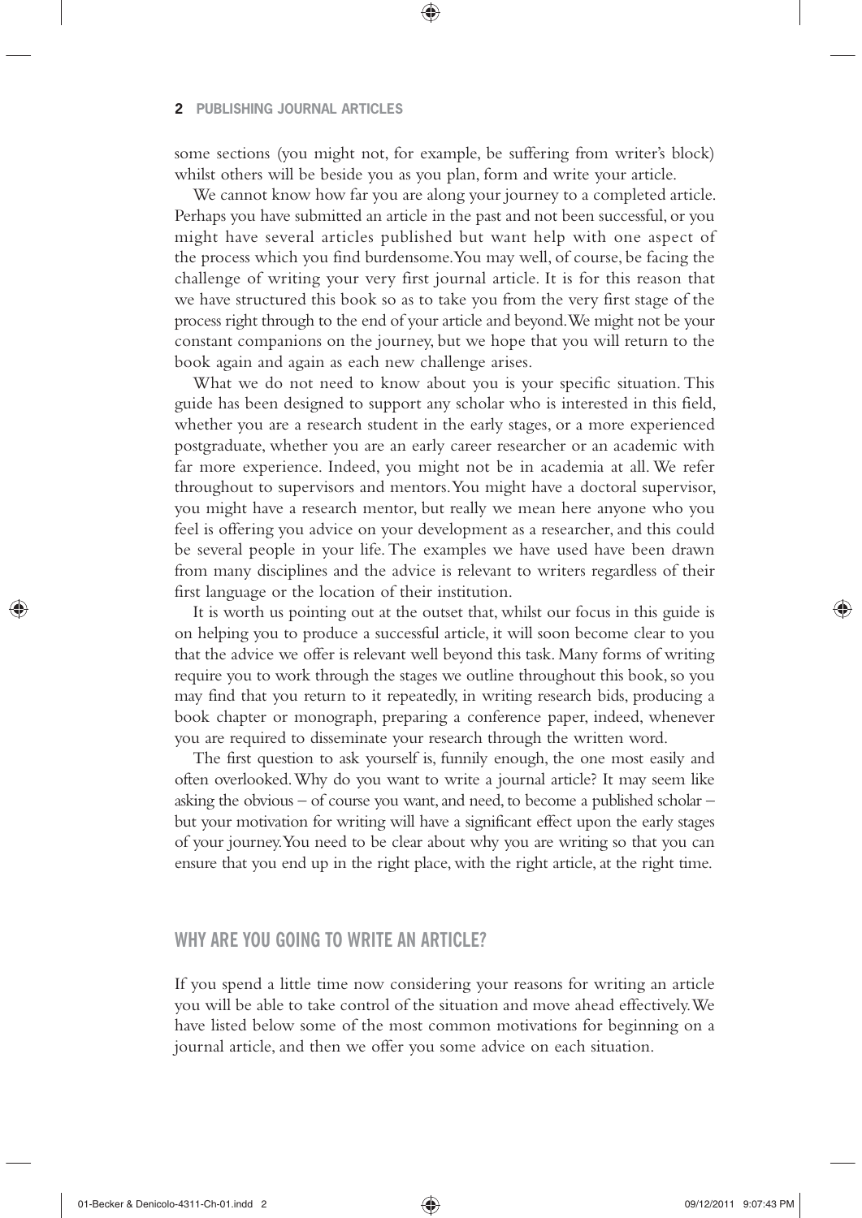some sections (you might not, for example, be suffering from writer's block) whilst others will be beside you as you plan, form and write your article.

We cannot know how far you are along your journey to a completed article. Perhaps you have submitted an article in the past and not been successful, or you might have several articles published but want help with one aspect of the process which you find burdensome. You may well, of course, be facing the challenge of writing your very first journal article. It is for this reason that we have structured this book so as to take you from the very first stage of the process right through to the end of your article and beyond. We might not be your constant companions on the journey, but we hope that you will return to the book again and again as each new challenge arises.

What we do not need to know about you is your specific situation. This guide has been designed to support any scholar who is interested in this field, whether you are a research student in the early stages, or a more experienced postgraduate, whether you are an early career researcher or an academic with far more experience. Indeed, you might not be in academia at all. We refer throughout to supervisors and mentors. You might have a doctoral supervisor, you might have a research mentor, but really we mean here anyone who you feel is offering you advice on your development as a researcher, and this could be several people in your life. The examples we have used have been drawn from many disciplines and the advice is relevant to writers regardless of their first language or the location of their institution.

It is worth us pointing out at the outset that, whilst our focus in this guide is on helping you to produce a successful article, it will soon become clear to you that the advice we offer is relevant well beyond this task. Many forms of writing require you to work through the stages we outline throughout this book, so you may find that you return to it repeatedly, in writing research bids, producing a book chapter or monograph, preparing a conference paper, indeed, whenever you are required to disseminate your research through the written word.

The first question to ask yourself is, funnily enough, the one most easily and often overlooked. Why do you want to write a journal article? It may seem like asking the obvious – of course you want, and need, to become a published scholar – but your motivation for writing will have a significant effect upon the early stages of your journey. You need to be clear about why you are writing so that you can ensure that you end up in the right place, with the right article, at the right time.

## WHY ARE YOU GOING TO WRITE AN ARTICLE?

If you spend a little time now considering your reasons for writing an article you will be able to take control of the situation and move ahead effectively. We have listed below some of the most common motivations for beginning on a journal article, and then we offer you some advice on each situation.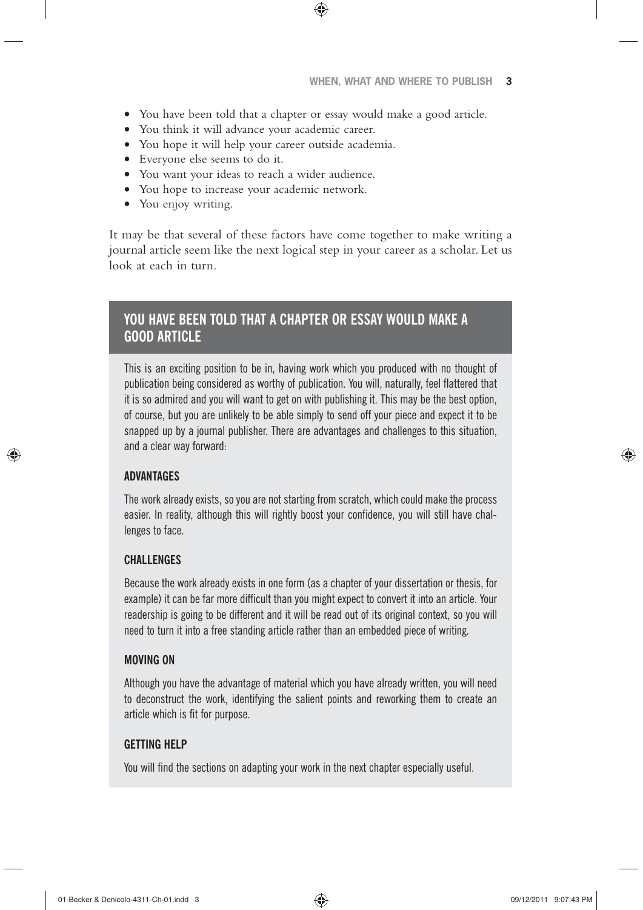- You have been told that a chapter or essay would make a good article.
- You think it will advance your academic career.
- You hope it will help your career outside academia.
- Everyone else seems to do it.
- You want your ideas to reach a wider audience.
- You hope to increase your academic network.
- You enjoy writing.

It may be that several of these factors have come together to make writing a journal article seem like the next logical step in your career as a scholar. Let us look at each in turn.

## YOU HAVE BEEN TOLD THAT A CHAPTER OR ESSAY WOULD MAKE A GOOD ARTICLE

This is an exciting position to be in, having work which you produced with no thought of publication being considered as worthy of publication. You will, naturally, feel flattered that it is so admired and you will want to get on with publishing it. This may be the best option, of course, but you are unlikely to be able simply to send off your piece and expect it to be snapped up by a journal publisher. There are advantages and challenges to this situation, and a clear way forward:

### ADVANTAGES

The work already exists, so you are not starting from scratch, which could make the process easier. In reality, although this will rightly boost your confidence, you will still have challenges to face.

### CHALLENGES

Because the work already exists in one form (as a chapter of your dissertation or thesis, for example) it can be far more difficult than you might expect to convert it into an article. Your readership is going to be different and it will be read out of its original context, so you will need to turn it into a free standing article rather than an embedded piece of writing.

### MOVING ON

Although you have the advantage of material which you have already written, you will need to deconstruct the work, identifying the salient points and reworking them to create an article which is fit for purpose.

### GETTING HELP

You will find the sections on adapting your work in the next chapter especially useful.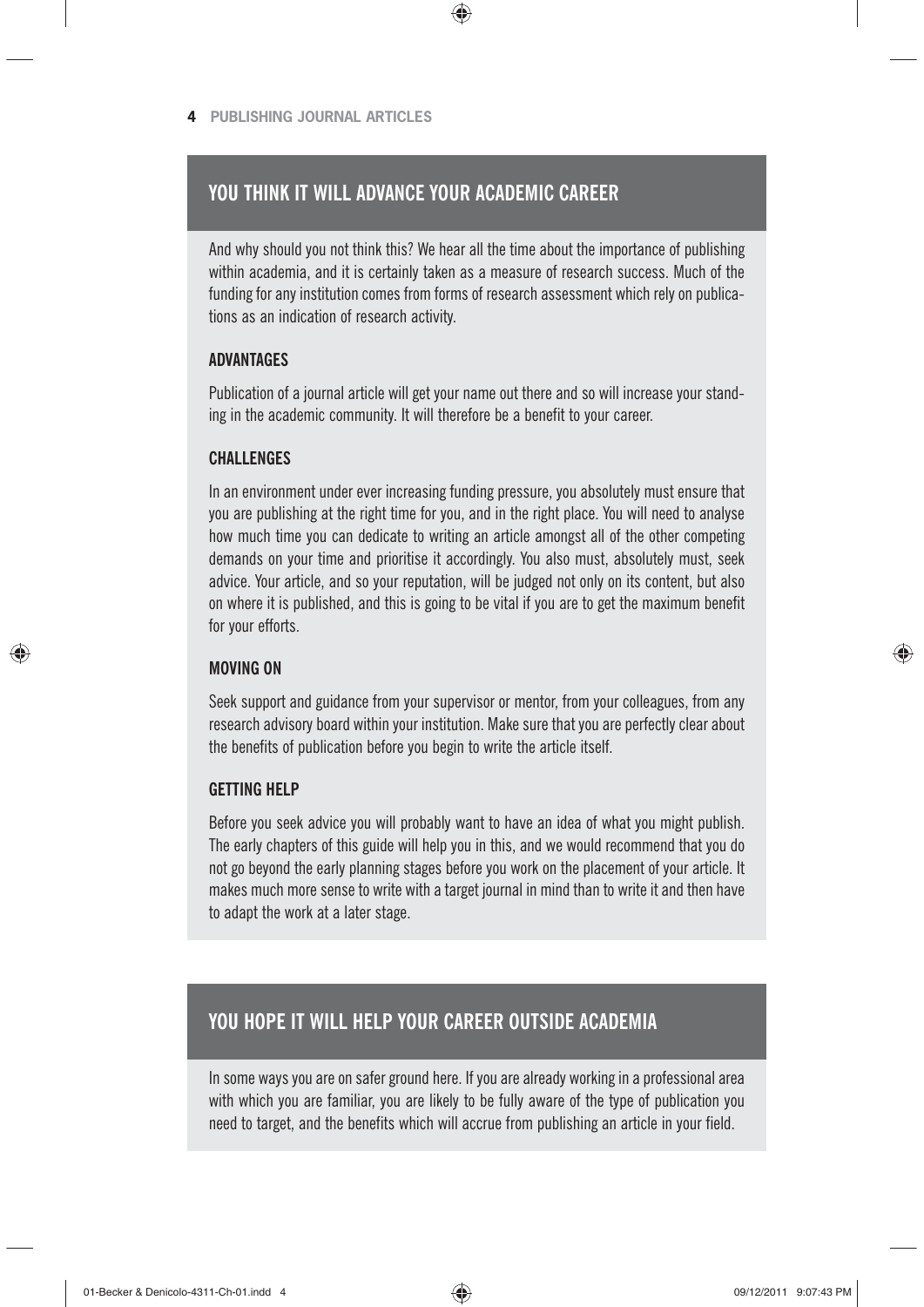## YOU THINK IT WILL ADVANCE YOUR ACADEMIC CAREER

And why should you not think this? We hear all the time about the importance of publishing within academia, and it is certainly taken as a measure of research success. Much of the funding for any institution comes from forms of research assessment which rely on publications as an indication of research activity.

### ADVANTAGES

Publication of a journal article will get your name out there and so will increase your standing in the academic community. It will therefore be a benefit to your career.

### CHALLENGES

In an environment under ever increasing funding pressure, you absolutely must ensure that you are publishing at the right time for you, and in the right place. You will need to analyse how much time you can dedicate to writing an article amongst all of the other competing demands on your time and prioritise it accordingly. You also must, absolutely must, seek advice. Your article, and so your reputation, will be judged not only on its content, but also on where it is published, and this is going to be vital if you are to get the maximum benefit for your efforts.

### MOVING ON

Seek support and guidance from your supervisor or mentor, from your colleagues, from any research advisory board within your institution. Make sure that you are perfectly clear about the benefits of publication before you begin to write the article itself.

### GETTING HELP

Before you seek advice you will probably want to have an idea of what you might publish. The early chapters of this guide will help you in this, and we would recommend that you do not go beyond the early planning stages before you work on the placement of your article. It makes much more sense to write with a target journal in mind than to write it and then have to adapt the work at a later stage.

## YOU HOPE IT WILL HELP YOUR CAREER OUTSIDE ACADEMIA

In some ways you are on safer ground here. If you are already working in a professional area with which you are familiar, you are likely to be fully aware of the type of publication you need to target, and the benefits which will accrue from publishing an article in your field.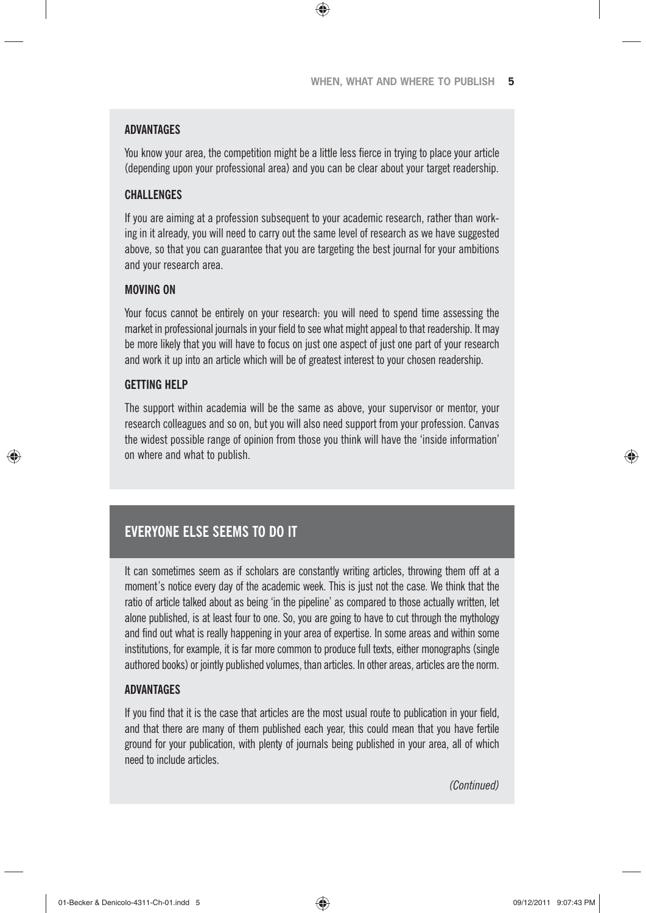### ADVANTAGES

You know your area, the competition might be a little less fierce in trying to place your article (depending upon your professional area) and you can be clear about your target readership.

### CHALLENGES

If you are aiming at a profession subsequent to your academic research, rather than working in it already, you will need to carry out the same level of research as we have suggested above, so that you can guarantee that you are targeting the best journal for your ambitions and your research area.

### MOVING ON

Your focus cannot be entirely on your research: you will need to spend time assessing the market in professional journals in your field to see what might appeal to that readership. It may be more likely that you will have to focus on just one aspect of just one part of your research and work it up into an article which will be of greatest interest to your chosen readership.

### GETTING HELP

The support within academia will be the same as above, your supervisor or mentor, your research colleagues and so on, but you will also need support from your profession. Canvas the widest possible range of opinion from those you think will have the 'inside information' on where and what to publish.

## EVERYONE ELSE SEEMS TO DO IT

It can sometimes seem as if scholars are constantly writing articles, throwing them off at a moment's notice every day of the academic week. This is just not the case. We think that the ratio of article talked about as being 'in the pipeline' as compared to those actually written, let alone published, is at least four to one. So, you are going to have to cut through the mythology and find out what is really happening in your area of expertise. In some areas and within some institutions, for example, it is far more common to produce full texts, either monographs (single authored books) or jointly published volumes, than articles. In other areas, articles are the norm.

### ADVANTAGES

If you find that it is the case that articles are the most usual route to publication in your field, and that there are many of them published each year, this could mean that you have fertile ground for your publication, with plenty of journals being published in your area, all of which need to include articles.

*(Continued)*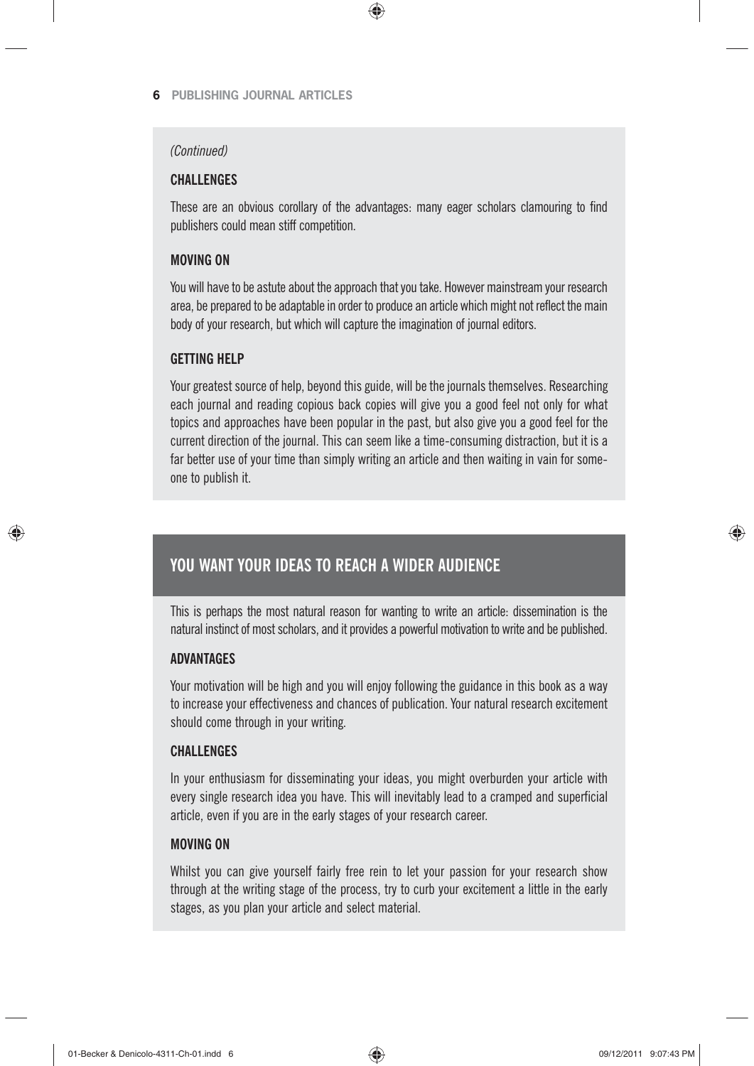*(Continued)*

### CHALLENGES

These are an obvious corollary of the advantages: many eager scholars clamouring to find publishers could mean stiff competition.

### MOVING ON

You will have to be astute about the approach that you take. However mainstream your research area, be prepared to be adaptable in order to produce an article which might not reflect the main body of your research, but which will capture the imagination of journal editors.

### GETTING HELP

Your greatest source of help, beyond this guide, will be the journals themselves. Researching each journal and reading copious back copies will give you a good feel not only for what topics and approaches have been popular in the past, but also give you a good feel for the current direction of the journal. This can seem like a time-consuming distraction, but it is a far better use of your time than simply writing an article and then waiting in vain for someone to publish it.

## YOU WANT YOUR IDEAS TO REACH A WIDER AUDIENCE

This is perhaps the most natural reason for wanting to write an article: dissemination is the natural instinct of most scholars, and it provides a powerful motivation to write and be published.

### ADVANTAGES

Your motivation will be high and you will enjoy following the guidance in this book as a way to increase your effectiveness and chances of publication. Your natural research excitement should come through in your writing.

### CHALLENGES

In your enthusiasm for disseminating your ideas, you might overburden your article with every single research idea you have. This will inevitably lead to a cramped and superficial article, even if you are in the early stages of your research career.

### MOVING ON

Whilst you can give yourself fairly free rein to let your passion for your research show through at the writing stage of the process, try to curb your excitement a little in the early stages, as you plan your article and select material.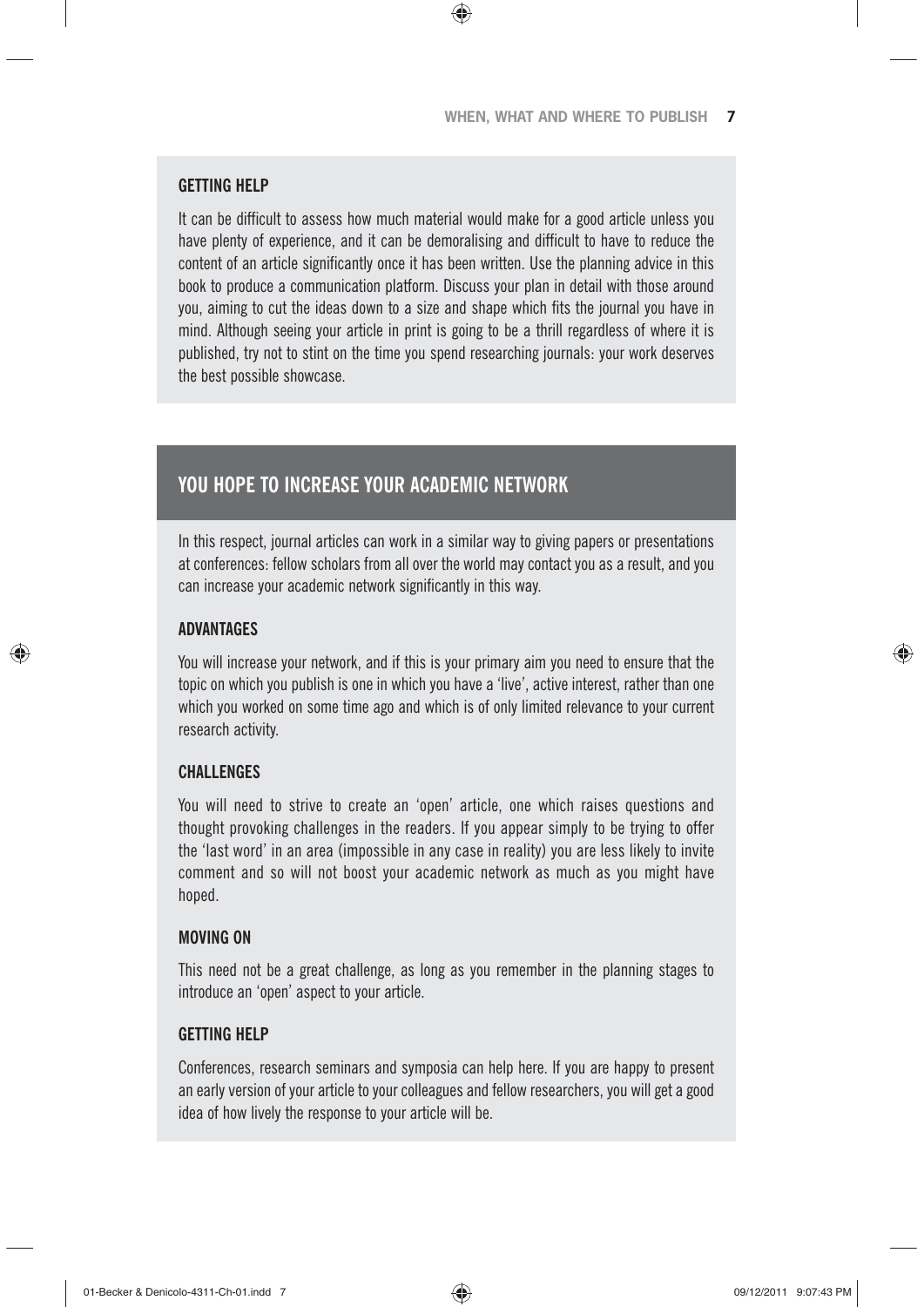### GETTING HELP

It can be difficult to assess how much material would make for a good article unless you have plenty of experience, and it can be demoralising and difficult to have to reduce the content of an article significantly once it has been written. Use the planning advice in this book to produce a communication platform. Discuss your plan in detail with those around you, aiming to cut the ideas down to a size and shape which fits the journal you have in mind. Although seeing your article in print is going to be a thrill regardless of where it is published, try not to stint on the time you spend researching journals: your work deserves the best possible showcase.

## YOU HOPE TO INCREASE YOUR ACADEMIC NETWORK

In this respect, journal articles can work in a similar way to giving papers or presentations at conferences: fellow scholars from all over the world may contact you as a result, and you can increase your academic network significantly in this way.

### ADVANTAGES

You will increase your network, and if this is your primary aim you need to ensure that the topic on which you publish is one in which you have a 'live', active interest, rather than one which you worked on some time ago and which is of only limited relevance to your current research activity.

### CHALLENGES

You will need to strive to create an 'open' article, one which raises questions and thought provoking challenges in the readers. If you appear simply to be trying to offer the 'last word' in an area (impossible in any case in reality) you are less likely to invite comment and so will not boost your academic network as much as you might have hoped.

### MOVING ON

This need not be a great challenge, as long as you remember in the planning stages to introduce an 'open' aspect to your article.

### GETTING HELP

Conferences, research seminars and symposia can help here. If you are happy to present an early version of your article to your colleagues and fellow researchers, you will get a good idea of how lively the response to your article will be.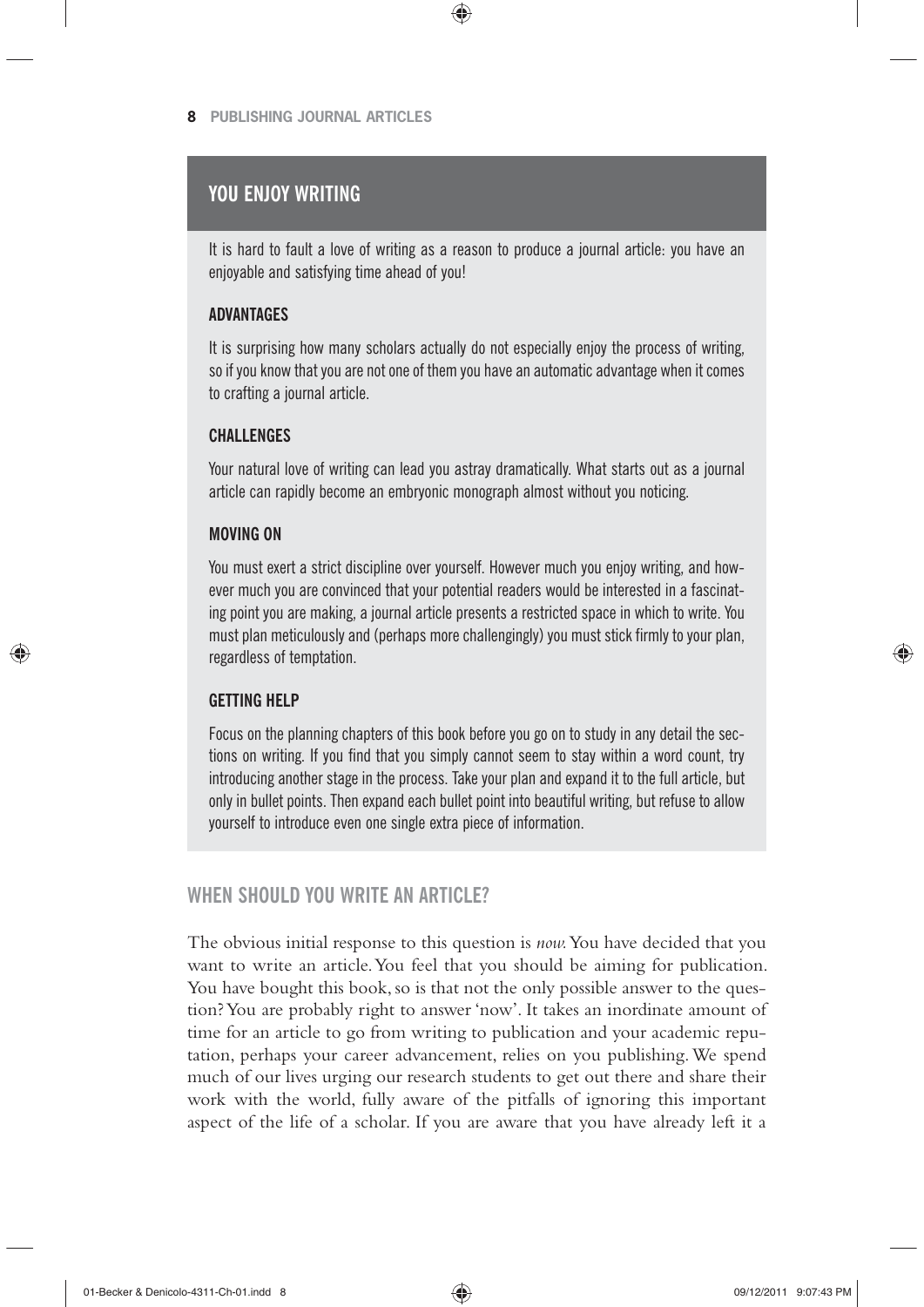## YOU ENJOY WRITING

It is hard to fault a love of writing as a reason to produce a journal article: you have an enjoyable and satisfying time ahead of you!

### ADVANTAGES

It is surprising how many scholars actually do not especially enjoy the process of writing, so if you know that you are not one of them you have an automatic advantage when it comes to crafting a journal article.

### CHALLENGES

Your natural love of writing can lead you astray dramatically. What starts out as a journal article can rapidly become an embryonic monograph almost without you noticing.

### MOVING ON

You must exert a strict discipline over yourself. However much you enjoy writing, and however much you are convinced that your potential readers would be interested in a fascinating point you are making, a journal article presents a restricted space in which to write. You must plan meticulously and (perhaps more challengingly) you must stick firmly to your plan, regardless of temptation.

### GETTING HELP

Focus on the planning chapters of this book before you go on to study in any detail the sections on writing. If you find that you simply cannot seem to stay within a word count, try introducing another stage in the process. Take your plan and expand it to the full article, but only in bullet points. Then expand each bullet point into beautiful writing, but refuse to allow yourself to introduce even one single extra piece of information.

## WHEN SHOULD YOU WRITE AN ARTICLE?

The obvious initial response to this question is *now.* You have decided that you want to write an article. You feel that you should be aiming for publication. You have bought this book, so is that not the only possible answer to the question? You are probably right to answer 'now'. It takes an inordinate amount of time for an article to go from writing to publication and your academic reputation, perhaps your career advancement, relies on you publishing. We spend much of our lives urging our research students to get out there and share their work with the world, fully aware of the pitfalls of ignoring this important aspect of the life of a scholar. If you are aware that you have already left it a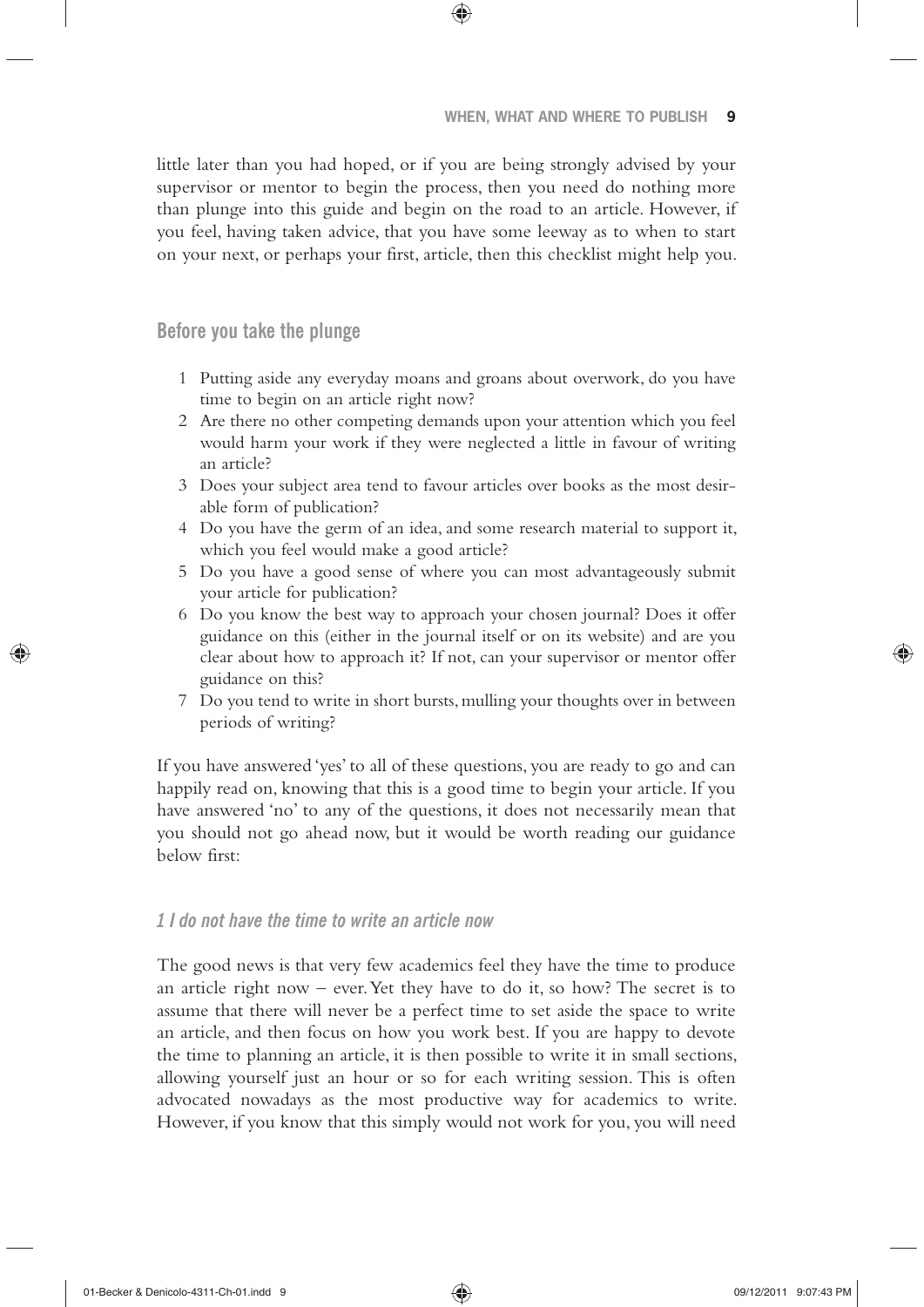little later than you had hoped, or if you are being strongly advised by your supervisor or mentor to begin the process, then you need do nothing more than plunge into this guide and begin on the road to an article. However, if you feel, having taken advice, that you have some leeway as to when to start on your next, or perhaps your first, article, then this checklist might help you.

## Before you take the plunge

1. Putting aside any everyday moans and groans about overwork, do you have time to begin on an article right now?
2. Are there no other competing demands upon your attention which you feel would harm your work if they were neglected a little in favour of writing an article?
3. Does your subject area tend to favour articles over books as the most desirable form of publication?
4. Do you have the germ of an idea, and some research material to support it, which you feel would make a good article?
5. Do you have a good sense of where you can most advantageously submit your article for publication?
6. Do you know the best way to approach your chosen journal? Does it offer guidance on this (either in the journal itself or on its website) and are you clear about how to approach it? If not, can your supervisor or mentor offer guidance on this?
7. Do you tend to write in short bursts, mulling your thoughts over in between periods of writing?

If you have answered 'yes' to all of these questions, you are ready to go and can happily read on, knowing that this is a good time to begin your article. If you have answered 'no' to any of the questions, it does not necessarily mean that you should not go ahead now, but it would be worth reading our guidance below first:

### *1 I do not have the time to write an article now*

The good news is that very few academics feel they have the time to produce an article right now – ever. Yet they have to do it, so how? The secret is to assume that there will never be a perfect time to set aside the space to write an article, and then focus on how you work best. If you are happy to devote the time to planning an article, it is then possible to write it in small sections, allowing yourself just an hour or so for each writing session. This is often advocated nowadays as the most productive way for academics to write. However, if you know that this simply would not work for you, you will need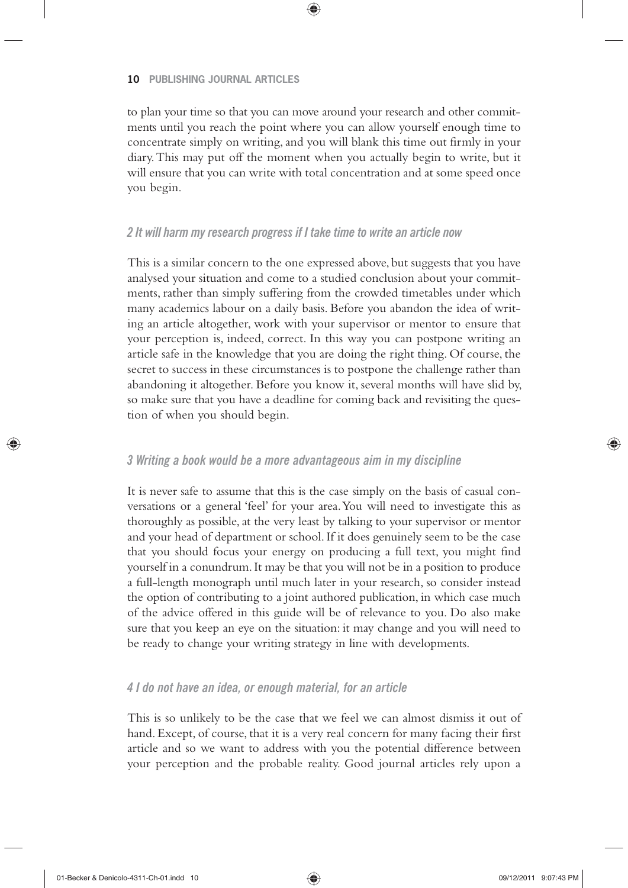to plan your time so that you can move around your research and other commitments until you reach the point where you can allow yourself enough time to concentrate simply on writing, and you will blank this time out firmly in your diary. This may put off the moment when you actually begin to write, but it will ensure that you can write with total concentration and at some speed once you begin.

### *2 It will harm my research progress if I take time to write an article now*

This is a similar concern to the one expressed above, but suggests that you have analysed your situation and come to a studied conclusion about your commitments, rather than simply suffering from the crowded timetables under which many academics labour on a daily basis. Before you abandon the idea of writing an article altogether, work with your supervisor or mentor to ensure that your perception is, indeed, correct. In this way you can postpone writing an article safe in the knowledge that you are doing the right thing. Of course, the secret to success in these circumstances is to postpone the challenge rather than abandoning it altogether. Before you know it, several months will have slid by, so make sure that you have a deadline for coming back and revisiting the question of when you should begin.

### *3 Writing a book would be a more advantageous aim in my discipline*

It is never safe to assume that this is the case simply on the basis of casual conversations or a general 'feel' for your area. You will need to investigate this as thoroughly as possible, at the very least by talking to your supervisor or mentor and your head of department or school. If it does genuinely seem to be the case that you should focus your energy on producing a full text, you might find yourself in a conundrum. It may be that you will not be in a position to produce a full-length monograph until much later in your research, so consider instead the option of contributing to a joint authored publication, in which case much of the advice offered in this guide will be of relevance to you. Do also make sure that you keep an eye on the situation: it may change and you will need to be ready to change your writing strategy in line with developments.

### *4 I do not have an idea, or enough material, for an article*

This is so unlikely to be the case that we feel we can almost dismiss it out of hand. Except, of course, that it is a very real concern for many facing their first article and so we want to address with you the potential difference between your perception and the probable reality. Good journal articles rely upon a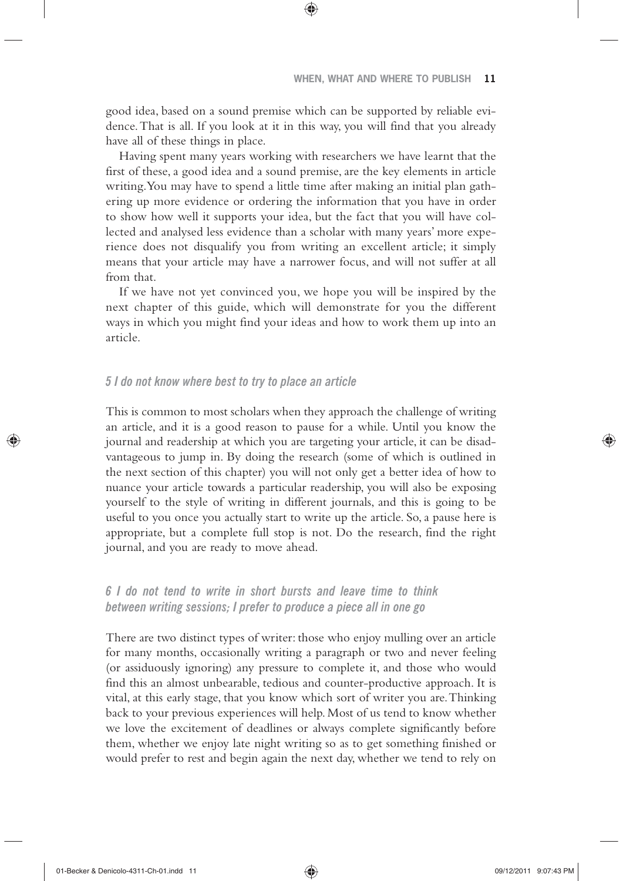good idea, based on a sound premise which can be supported by reliable evidence. That is all. If you look at it in this way, you will find that you already have all of these things in place.

Having spent many years working with researchers we have learnt that the first of these, a good idea and a sound premise, are the key elements in article writing. You may have to spend a little time after making an initial plan gathering up more evidence or ordering the information that you have in order to show how well it supports your idea, but the fact that you will have collected and analysed less evidence than a scholar with many years' more experience does not disqualify you from writing an excellent article; it simply means that your article may have a narrower focus, and will not suffer at all from that.

If we have not yet convinced you, we hope you will be inspired by the next chapter of this guide, which will demonstrate for you the different ways in which you might find your ideas and how to work them up into an article.

### *5 I do not know where best to try to place an article*

This is common to most scholars when they approach the challenge of writing an article, and it is a good reason to pause for a while. Until you know the journal and readership at which you are targeting your article, it can be disadvantageous to jump in. By doing the research (some of which is outlined in the next section of this chapter) you will not only get a better idea of how to nuance your article towards a particular readership, you will also be exposing yourself to the style of writing in different journals, and this is going to be useful to you once you actually start to write up the article. So, a pause here is appropriate, but a complete full stop is not. Do the research, find the right journal, and you are ready to move ahead.

### *6 I do not tend to write in short bursts and leave time to think between writing sessions; I prefer to produce a piece all in one go*

There are two distinct types of writer: those who enjoy mulling over an article for many months, occasionally writing a paragraph or two and never feeling (or assiduously ignoring) any pressure to complete it, and those who would find this an almost unbearable, tedious and counter-productive approach. It is vital, at this early stage, that you know which sort of writer you are. Thinking back to your previous experiences will help. Most of us tend to know whether we love the excitement of deadlines or always complete significantly before them, whether we enjoy late night writing so as to get something finished or would prefer to rest and begin again the next day, whether we tend to rely on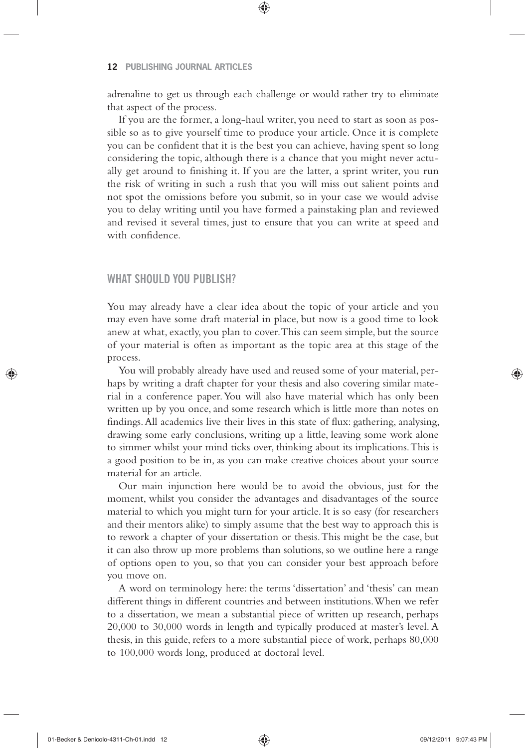adrenaline to get us through each challenge or would rather try to eliminate that aspect of the process.

If you are the former, a long-haul writer, you need to start as soon as possible so as to give yourself time to produce your article. Once it is complete you can be confident that it is the best you can achieve, having spent so long considering the topic, although there is a chance that you might never actually get around to finishing it. If you are the latter, a sprint writer, you run the risk of writing in such a rush that you will miss out salient points and not spot the omissions before you submit, so in your case we would advise you to delay writing until you have formed a painstaking plan and reviewed and revised it several times, just to ensure that you can write at speed and with confidence.

## WHAT SHOULD YOU PUBLISH?

You may already have a clear idea about the topic of your article and you may even have some draft material in place, but now is a good time to look anew at what, exactly, you plan to cover. This can seem simple, but the source of your material is often as important as the topic area at this stage of the process.

You will probably already have used and reused some of your material, perhaps by writing a draft chapter for your thesis and also covering similar material in a conference paper. You will also have material which has only been written up by you once, and some research which is little more than notes on findings. All academics live their lives in this state of flux: gathering, analysing, drawing some early conclusions, writing up a little, leaving some work alone to simmer whilst your mind ticks over, thinking about its implications. This is a good position to be in, as you can make creative choices about your source material for an article.

Our main injunction here would be to avoid the obvious, just for the moment, whilst you consider the advantages and disadvantages of the source material to which you might turn for your article. It is so easy (for researchers and their mentors alike) to simply assume that the best way to approach this is to rework a chapter of your dissertation or thesis. This might be the case, but it can also throw up more problems than solutions, so we outline here a range of options open to you, so that you can consider your best approach before you move on.

A word on terminology here: the terms 'dissertation' and 'thesis' can mean different things in different countries and between institutions. When we refer to a dissertation, we mean a substantial piece of written up research, perhaps 20,000 to 30,000 words in length and typically produced at master's level. A thesis, in this guide, refers to a more substantial piece of work, perhaps 80,000 to 100,000 words long, produced at doctoral level.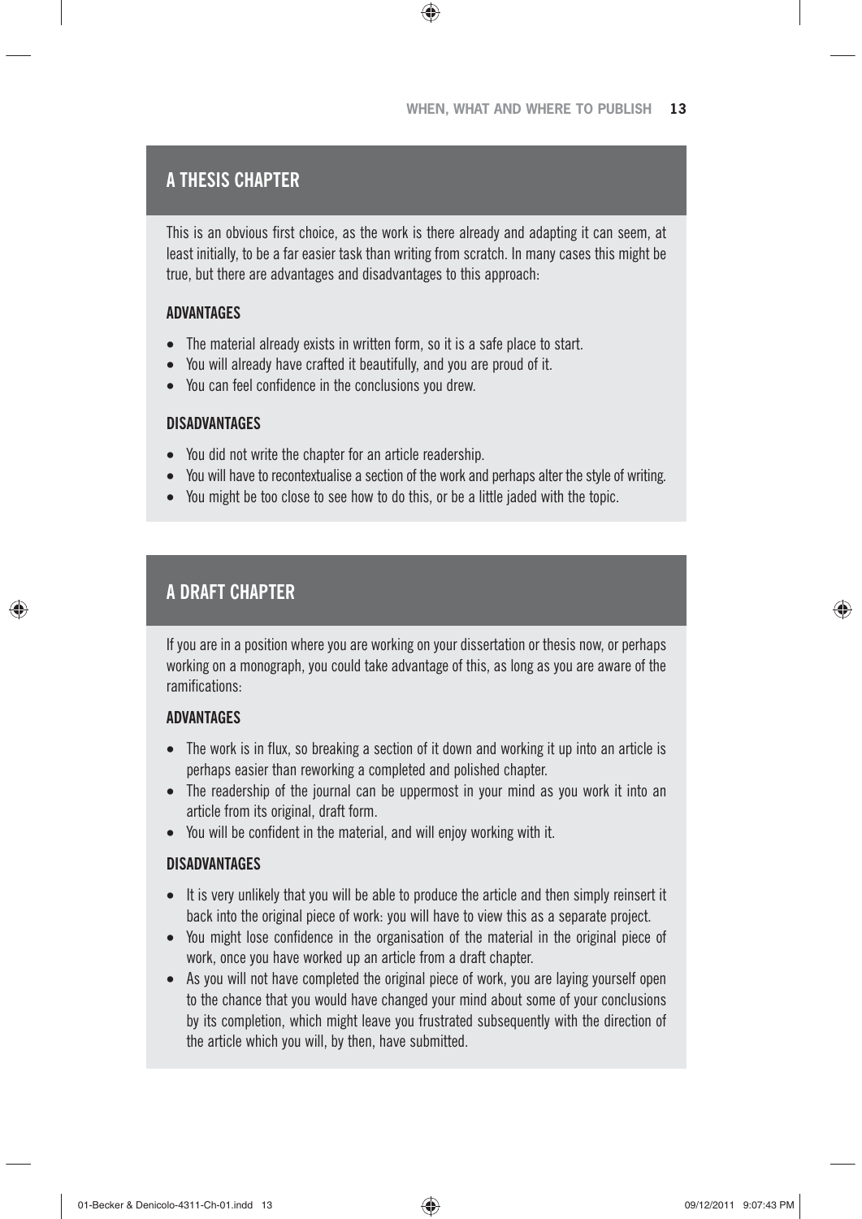## A THESIS CHAPTER

This is an obvious first choice, as the work is there already and adapting it can seem, at least initially, to be a far easier task than writing from scratch. In many cases this might be true, but there are advantages and disadvantages to this approach:

### ADVANTAGES

- The material already exists in written form, so it is a safe place to start.
- You will already have crafted it beautifully, and you are proud of it.
- You can feel confidence in the conclusions you drew.

### DISADVANTAGES

- You did not write the chapter for an article readership.
- You will have to recontextualise a section of the work and perhaps alter the style of writing.
- You might be too close to see how to do this, or be a little jaded with the topic.

## A DRAFT CHAPTER

If you are in a position where you are working on your dissertation or thesis now, or perhaps working on a monograph, you could take advantage of this, as long as you are aware of the ramifications:

### ADVANTAGES

- The work is in flux, so breaking a section of it down and working it up into an article is perhaps easier than reworking a completed and polished chapter.
- The readership of the journal can be uppermost in your mind as you work it into an article from its original, draft form.
- You will be confident in the material, and will enjoy working with it.

### DISADVANTAGES

- It is very unlikely that you will be able to produce the article and then simply reinsert it back into the original piece of work: you will have to view this as a separate project.
- You might lose confidence in the organisation of the material in the original piece of work, once you have worked up an article from a draft chapter.
- As you will not have completed the original piece of work, you are laying yourself open to the chance that you would have changed your mind about some of your conclusions by its completion, which might leave you frustrated subsequently with the direction of the article which you will, by then, have submitted.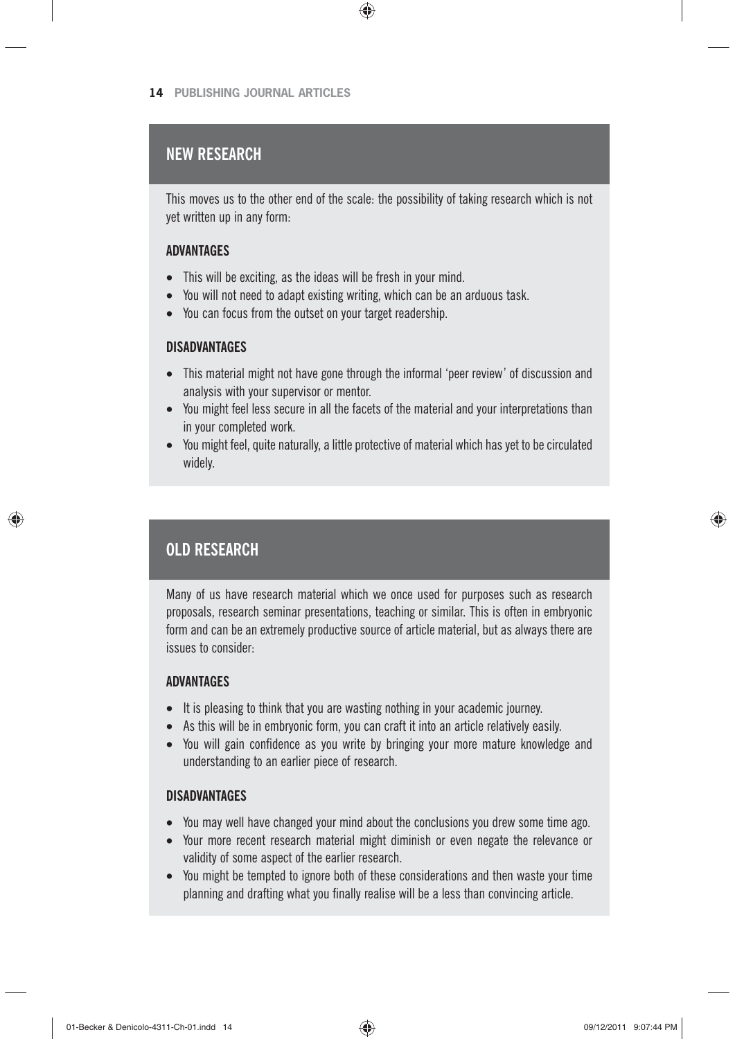## NEW RESEARCH

This moves us to the other end of the scale: the possibility of taking research which is not yet written up in any form:

### ADVANTAGES

- This will be exciting, as the ideas will be fresh in your mind.
- You will not need to adapt existing writing, which can be an arduous task.
- You can focus from the outset on your target readership.

### DISADVANTAGES

- This material might not have gone through the informal 'peer review' of discussion and analysis with your supervisor or mentor.
- You might feel less secure in all the facets of the material and your interpretations than in your completed work.
- You might feel, quite naturally, a little protective of material which has yet to be circulated widely.

## OLD RESEARCH

Many of us have research material which we once used for purposes such as research proposals, research seminar presentations, teaching or similar. This is often in embryonic form and can be an extremely productive source of article material, but as always there are issues to consider:

### ADVANTAGES

- It is pleasing to think that you are wasting nothing in your academic journey.
- As this will be in embryonic form, you can craft it into an article relatively easily.
- You will gain confidence as you write by bringing your more mature knowledge and understanding to an earlier piece of research.

### DISADVANTAGES

- You may well have changed your mind about the conclusions you drew some time ago.
- Your more recent research material might diminish or even negate the relevance or validity of some aspect of the earlier research.
- You might be tempted to ignore both of these considerations and then waste your time planning and drafting what you finally realise will be a less than convincing article.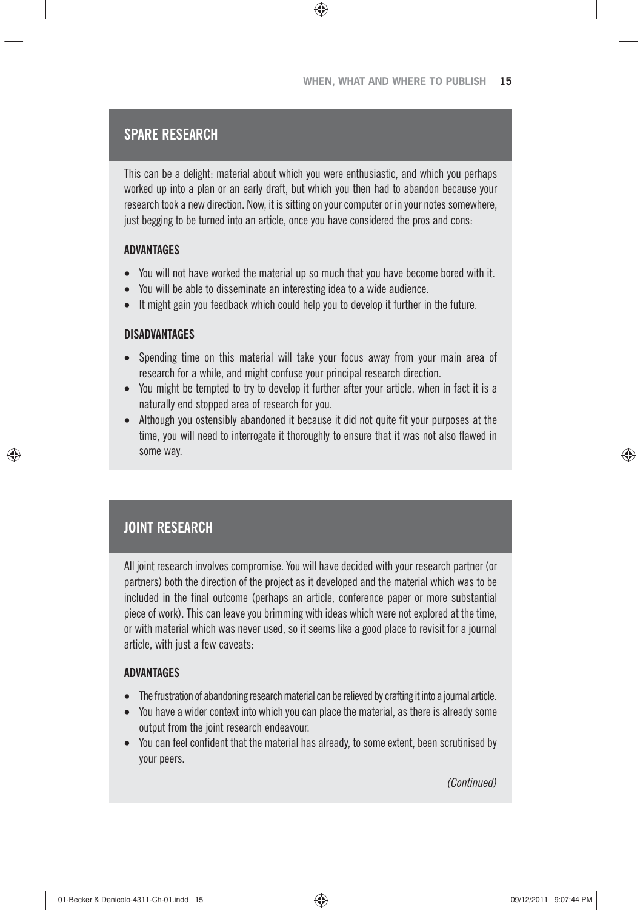## SPARE RESEARCH

This can be a delight: material about which you were enthusiastic, and which you perhaps worked up into a plan or an early draft, but which you then had to abandon because your research took a new direction. Now, it is sitting on your computer or in your notes somewhere, just begging to be turned into an article, once you have considered the pros and cons:

### ADVANTAGES

- You will not have worked the material up so much that you have become bored with it.
- You will be able to disseminate an interesting idea to a wide audience.
- It might gain you feedback which could help you to develop it further in the future.

### DISADVANTAGES

- Spending time on this material will take your focus away from your main area of research for a while, and might confuse your principal research direction.
- You might be tempted to try to develop it further after your article, when in fact it is a naturally end stopped area of research for you.
- Although you ostensibly abandoned it because it did not quite fit your purposes at the time, you will need to interrogate it thoroughly to ensure that it was not also flawed in some way.

## JOINT RESEARCH

All joint research involves compromise. You will have decided with your research partner (or partners) both the direction of the project as it developed and the material which was to be included in the final outcome (perhaps an article, conference paper or more substantial piece of work). This can leave you brimming with ideas which were not explored at the time, or with material which was never used, so it seems like a good place to revisit for a journal article, with just a few caveats:

### ADVANTAGES

- The frustration of abandoning research material can be relieved by crafting it into a journal article.
- You have a wider context into which you can place the material, as there is already some output from the joint research endeavour.
- You can feel confident that the material has already, to some extent, been scrutinised by your peers.

*(Continued)*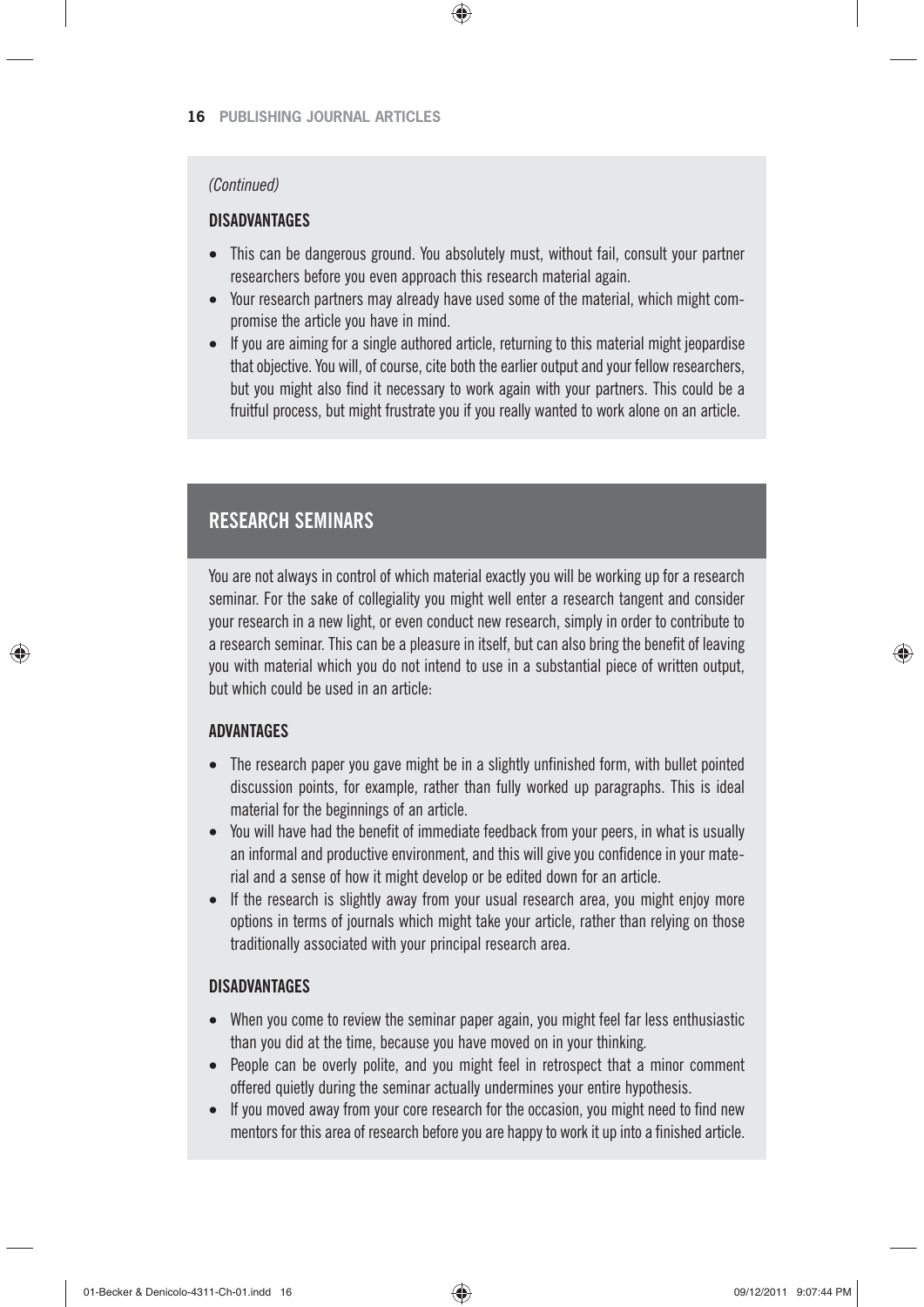*(Continued)*

**DISADVANTAGES**

- This can be dangerous ground. You absolutely must, without fail, consult your partner researchers before you even approach this research material again.
- Your research partners may already have used some of the material, which might compromise the article you have in mind.
- If you are aiming for a single authored article, returning to this material might jeopardise that objective. You will, of course, cite both the earlier output and your fellow researchers, but you might also find it necessary to work again with your partners. This could be a fruitful process, but might frustrate you if you really wanted to work alone on an article.

## RESEARCH SEMINARS

You are not always in control of which material exactly you will be working up for a research seminar. For the sake of collegiality you might well enter a research tangent and consider your research in a new light, or even conduct new research, simply in order to contribute to a research seminar. This can be a pleasure in itself, but can also bring the benefit of leaving you with material which you do not intend to use in a substantial piece of written output, but which could be used in an article:

**ADVANTAGES**

- The research paper you gave might be in a slightly unfinished form, with bullet pointed discussion points, for example, rather than fully worked up paragraphs. This is ideal material for the beginnings of an article.
- You will have had the benefit of immediate feedback from your peers, in what is usually an informal and productive environment, and this will give you confidence in your material and a sense of how it might develop or be edited down for an article.
- If the research is slightly away from your usual research area, you might enjoy more options in terms of journals which might take your article, rather than relying on those traditionally associated with your principal research area.

**DISADVANTAGES**

- When you come to review the seminar paper again, you might feel far less enthusiastic than you did at the time, because you have moved on in your thinking.
- People can be overly polite, and you might feel in retrospect that a minor comment offered quietly during the seminar actually undermines your entire hypothesis.
- If you moved away from your core research for the occasion, you might need to find new mentors for this area of research before you are happy to work it up into a finished article.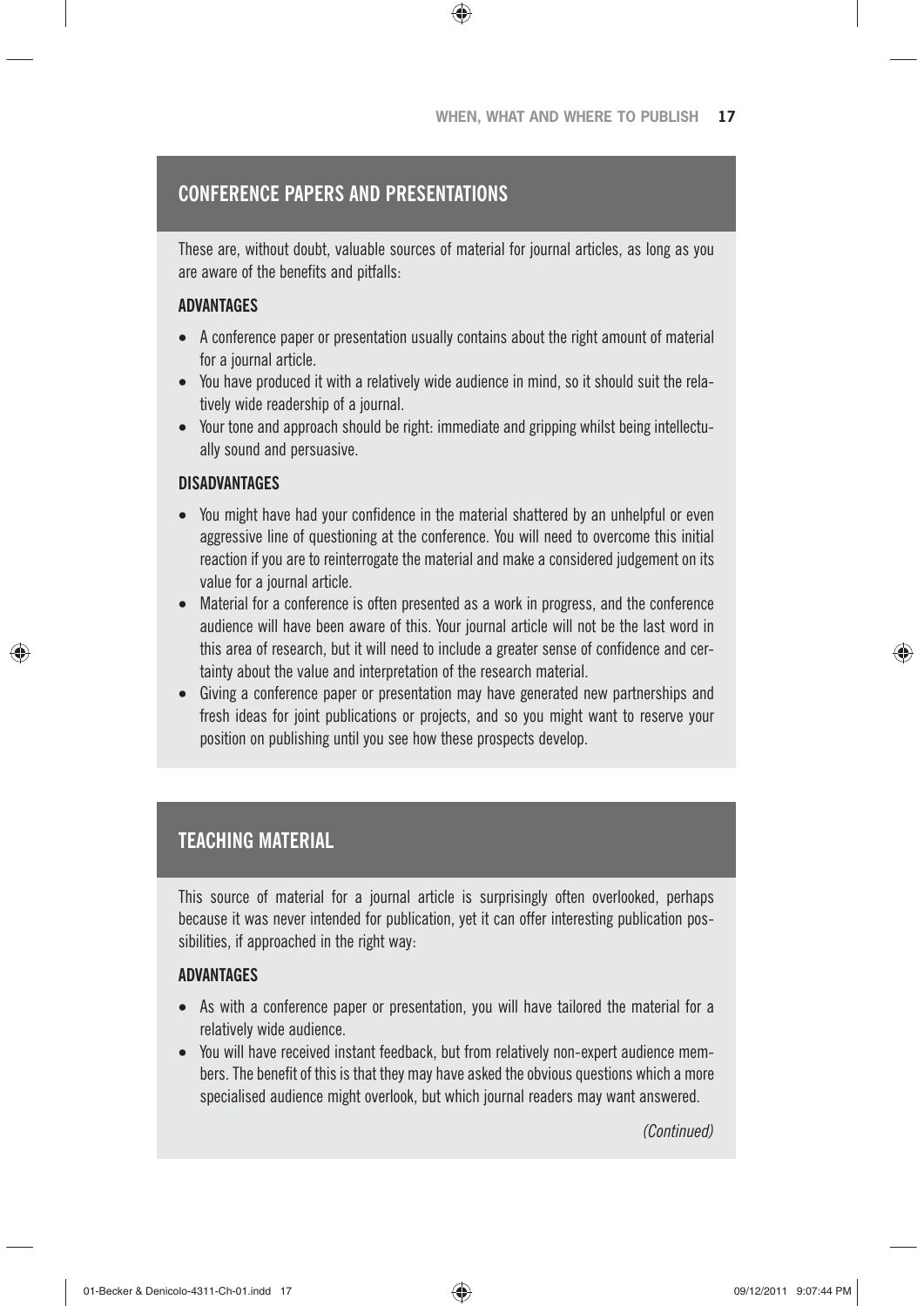## CONFERENCE PAPERS AND PRESENTATIONS

These are, without doubt, valuable sources of material for journal articles, as long as you are aware of the benefits and pitfalls:

### ADVANTAGES

- A conference paper or presentation usually contains about the right amount of material for a journal article.
- You have produced it with a relatively wide audience in mind, so it should suit the relatively wide readership of a journal.
- Your tone and approach should be right: immediate and gripping whilst being intellectually sound and persuasive.

### DISADVANTAGES

- You might have had your confidence in the material shattered by an unhelpful or even aggressive line of questioning at the conference. You will need to overcome this initial reaction if you are to reinterrogate the material and make a considered judgement on its value for a journal article.
- Material for a conference is often presented as a work in progress, and the conference audience will have been aware of this. Your journal article will not be the last word in this area of research, but it will need to include a greater sense of confidence and certainty about the value and interpretation of the research material.
- Giving a conference paper or presentation may have generated new partnerships and fresh ideas for joint publications or projects, and so you might want to reserve your position on publishing until you see how these prospects develop.

## TEACHING MATERIAL

This source of material for a journal article is surprisingly often overlooked, perhaps because it was never intended for publication, yet it can offer interesting publication possibilities, if approached in the right way:

### ADVANTAGES

- As with a conference paper or presentation, you will have tailored the material for a relatively wide audience.
- You will have received instant feedback, but from relatively non-expert audience members. The benefit of this is that they may have asked the obvious questions which a more specialised audience might overlook, but which journal readers may want answered.

*(Continued)*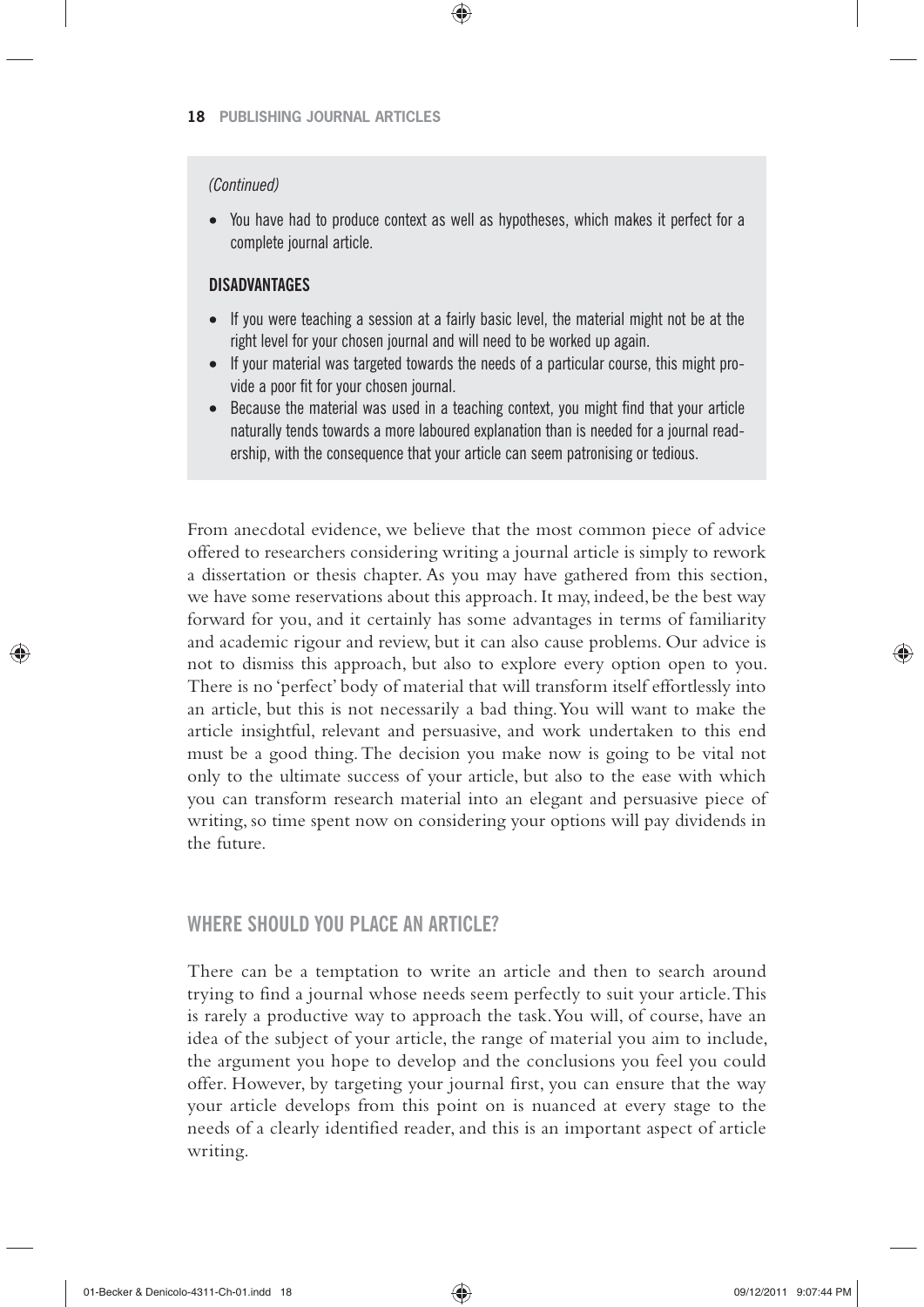*(Continued)*

- You have had to produce context as well as hypotheses, which makes it perfect for a complete journal article.

**DISADVANTAGES**

- If you were teaching a session at a fairly basic level, the material might not be at the right level for your chosen journal and will need to be worked up again.
- If your material was targeted towards the needs of a particular course, this might provide a poor fit for your chosen journal.
- Because the material was used in a teaching context, you might find that your article naturally tends towards a more laboured explanation than is needed for a journal readership, with the consequence that your article can seem patronising or tedious.

From anecdotal evidence, we believe that the most common piece of advice offered to researchers considering writing a journal article is simply to rework a dissertation or thesis chapter. As you may have gathered from this section, we have some reservations about this approach. It may, indeed, be the best way forward for you, and it certainly has some advantages in terms of familiarity and academic rigour and review, but it can also cause problems. Our advice is not to dismiss this approach, but also to explore every option open to you. There is no 'perfect' body of material that will transform itself effortlessly into an article, but this is not necessarily a bad thing. You will want to make the article insightful, relevant and persuasive, and work undertaken to this end must be a good thing. The decision you make now is going to be vital not only to the ultimate success of your article, but also to the ease with which you can transform research material into an elegant and persuasive piece of writing, so time spent now on considering your options will pay dividends in the future.

## WHERE SHOULD YOU PLACE AN ARTICLE?

There can be a temptation to write an article and then to search around trying to find a journal whose needs seem perfectly to suit your article. This is rarely a productive way to approach the task. You will, of course, have an idea of the subject of your article, the range of material you aim to include, the argument you hope to develop and the conclusions you feel you could offer. However, by targeting your journal first, you can ensure that the way your article develops from this point on is nuanced at every stage to the needs of a clearly identified reader, and this is an important aspect of article writing.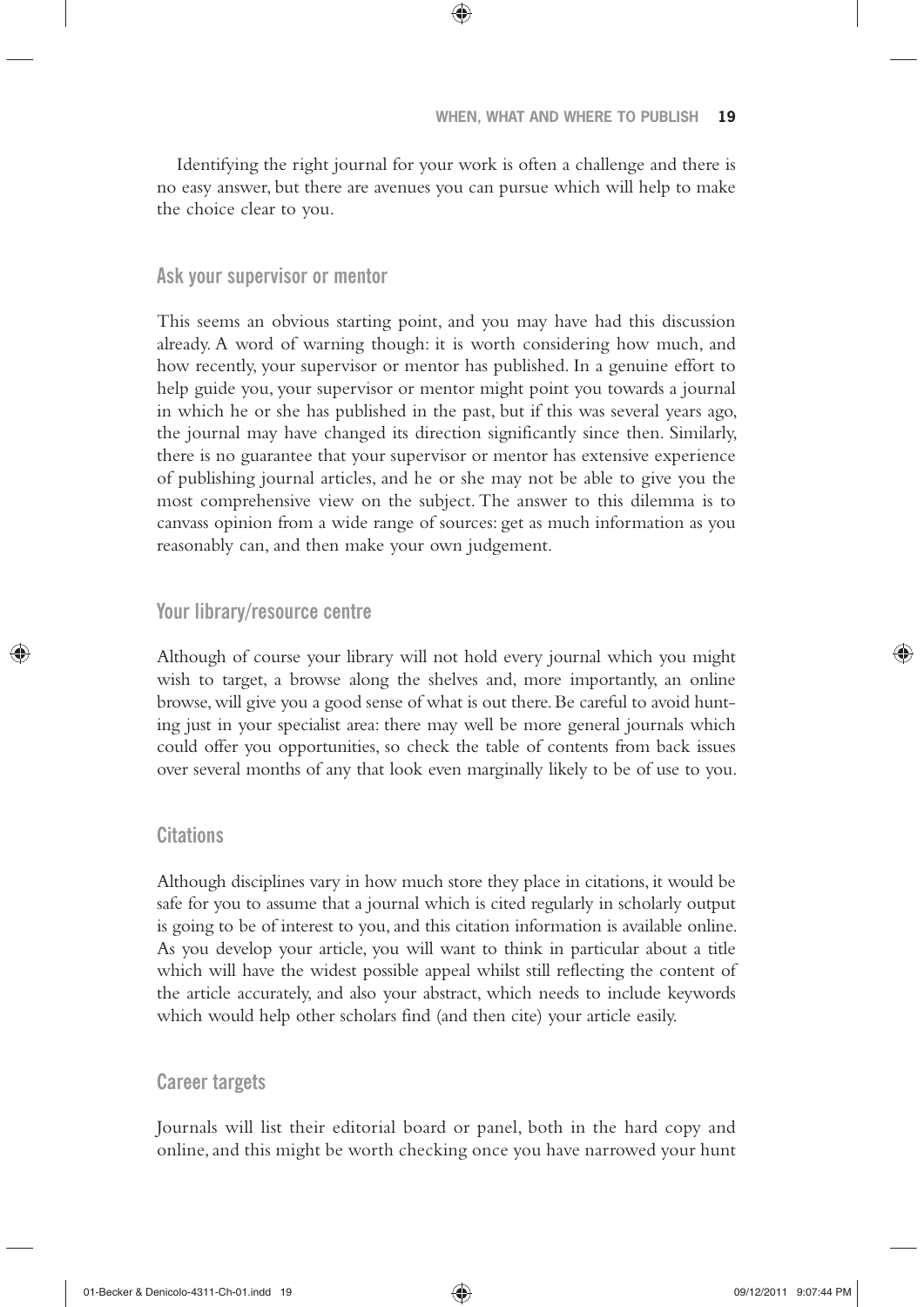Identifying the right journal for your work is often a challenge and there is no easy answer, but there are avenues you can pursue which will help to make the choice clear to you.

### Ask your supervisor or mentor

This seems an obvious starting point, and you may have had this discussion already. A word of warning though: it is worth considering how much, and how recently, your supervisor or mentor has published. In a genuine effort to help guide you, your supervisor or mentor might point you towards a journal in which he or she has published in the past, but if this was several years ago, the journal may have changed its direction significantly since then. Similarly, there is no guarantee that your supervisor or mentor has extensive experience of publishing journal articles, and he or she may not be able to give you the most comprehensive view on the subject. The answer to this dilemma is to canvass opinion from a wide range of sources: get as much information as you reasonably can, and then make your own judgement.

### Your library/resource centre

Although of course your library will not hold every journal which you might wish to target, a browse along the shelves and, more importantly, an online browse, will give you a good sense of what is out there. Be careful to avoid hunting just in your specialist area: there may well be more general journals which could offer you opportunities, so check the table of contents from back issues over several months of any that look even marginally likely to be of use to you.

### Citations

Although disciplines vary in how much store they place in citations, it would be safe for you to assume that a journal which is cited regularly in scholarly output is going to be of interest to you, and this citation information is available online. As you develop your article, you will want to think in particular about a title which will have the widest possible appeal whilst still reflecting the content of the article accurately, and also your abstract, which needs to include keywords which would help other scholars find (and then cite) your article easily.

### Career targets

Journals will list their editorial board or panel, both in the hard copy and online, and this might be worth checking once you have narrowed your hunt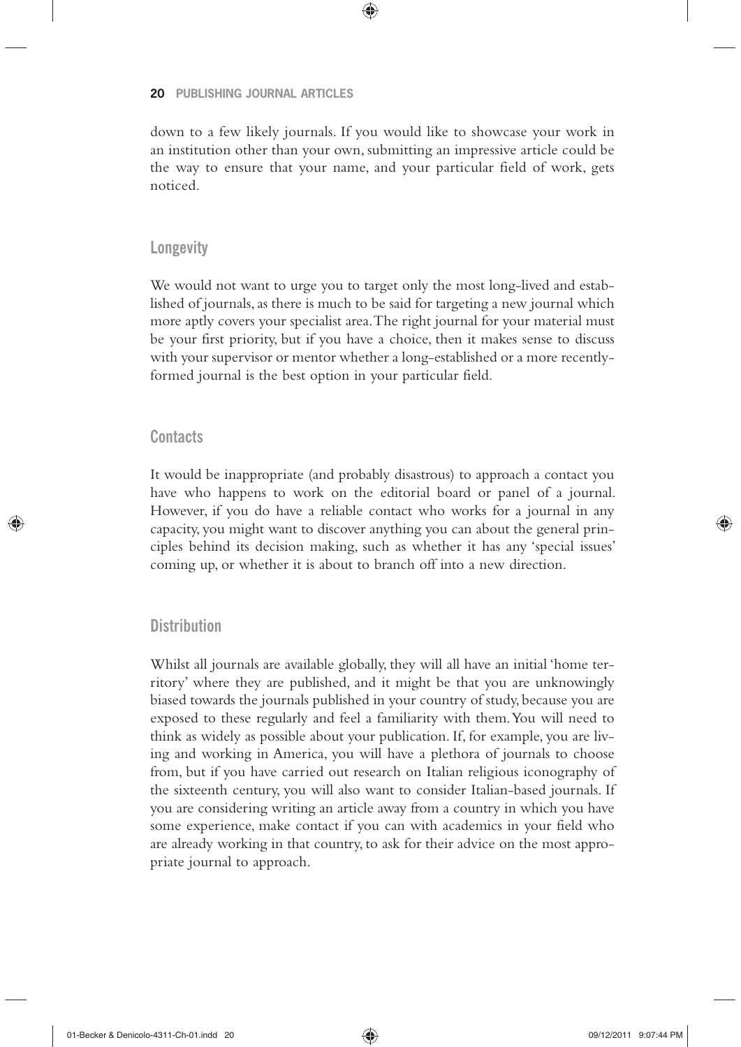down to a few likely journals. If you would like to showcase your work in an institution other than your own, submitting an impressive article could be the way to ensure that your name, and your particular field of work, gets noticed.

### Longevity

We would not want to urge you to target only the most long-lived and established of journals, as there is much to be said for targeting a new journal which more aptly covers your specialist area. The right journal for your material must be your first priority, but if you have a choice, then it makes sense to discuss with your supervisor or mentor whether a long-established or a more recently-formed journal is the best option in your particular field.

### Contacts

It would be inappropriate (and probably disastrous) to approach a contact you have who happens to work on the editorial board or panel of a journal. However, if you do have a reliable contact who works for a journal in any capacity, you might want to discover anything you can about the general principles behind its decision making, such as whether it has any 'special issues' coming up, or whether it is about to branch off into a new direction.

### Distribution

Whilst all journals are available globally, they will all have an initial 'home territory' where they are published, and it might be that you are unknowingly biased towards the journals published in your country of study, because you are exposed to these regularly and feel a familiarity with them. You will need to think as widely as possible about your publication. If, for example, you are living and working in America, you will have a plethora of journals to choose from, but if you have carried out research on Italian religious iconography of the sixteenth century, you will also want to consider Italian-based journals. If you are considering writing an article away from a country in which you have some experience, make contact if you can with academics in your field who are already working in that country, to ask for their advice on the most appropriate journal to approach.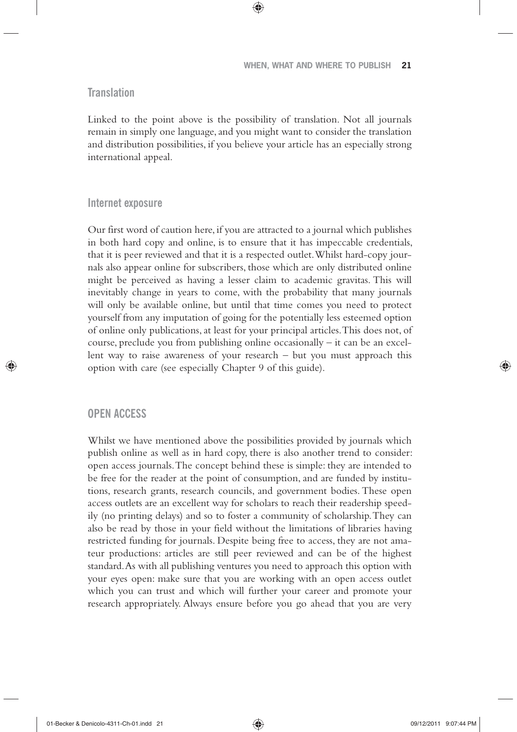### Translation

Linked to the point above is the possibility of translation. Not all journals remain in simply one language, and you might want to consider the translation and distribution possibilities, if you believe your article has an especially strong international appeal.

### Internet exposure

Our first word of caution here, if you are attracted to a journal which publishes in both hard copy and online, is to ensure that it has impeccable credentials, that it is peer reviewed and that it is a respected outlet. Whilst hard-copy journals also appear online for subscribers, those which are only distributed online might be perceived as having a lesser claim to academic gravitas. This will inevitably change in years to come, with the probability that many journals will only be available online, but until that time comes you need to protect yourself from any imputation of going for the potentially less esteemed option of online only publications, at least for your principal articles. This does not, of course, preclude you from publishing online occasionally – it can be an excellent way to raise awareness of your research – but you must approach this option with care (see especially Chapter 9 of this guide).

## OPEN ACCESS

Whilst we have mentioned above the possibilities provided by journals which publish online as well as in hard copy, there is also another trend to consider: open access journals. The concept behind these is simple: they are intended to be free for the reader at the point of consumption, and are funded by institutions, research grants, research councils, and government bodies. These open access outlets are an excellent way for scholars to reach their readership speedily (no printing delays) and so to foster a community of scholarship. They can also be read by those in your field without the limitations of libraries having restricted funding for journals. Despite being free to access, they are not amateur productions: articles are still peer reviewed and can be of the highest standard. As with all publishing ventures you need to approach this option with your eyes open: make sure that you are working with an open access outlet which you can trust and which will further your career and promote your research appropriately. Always ensure before you go ahead that you are very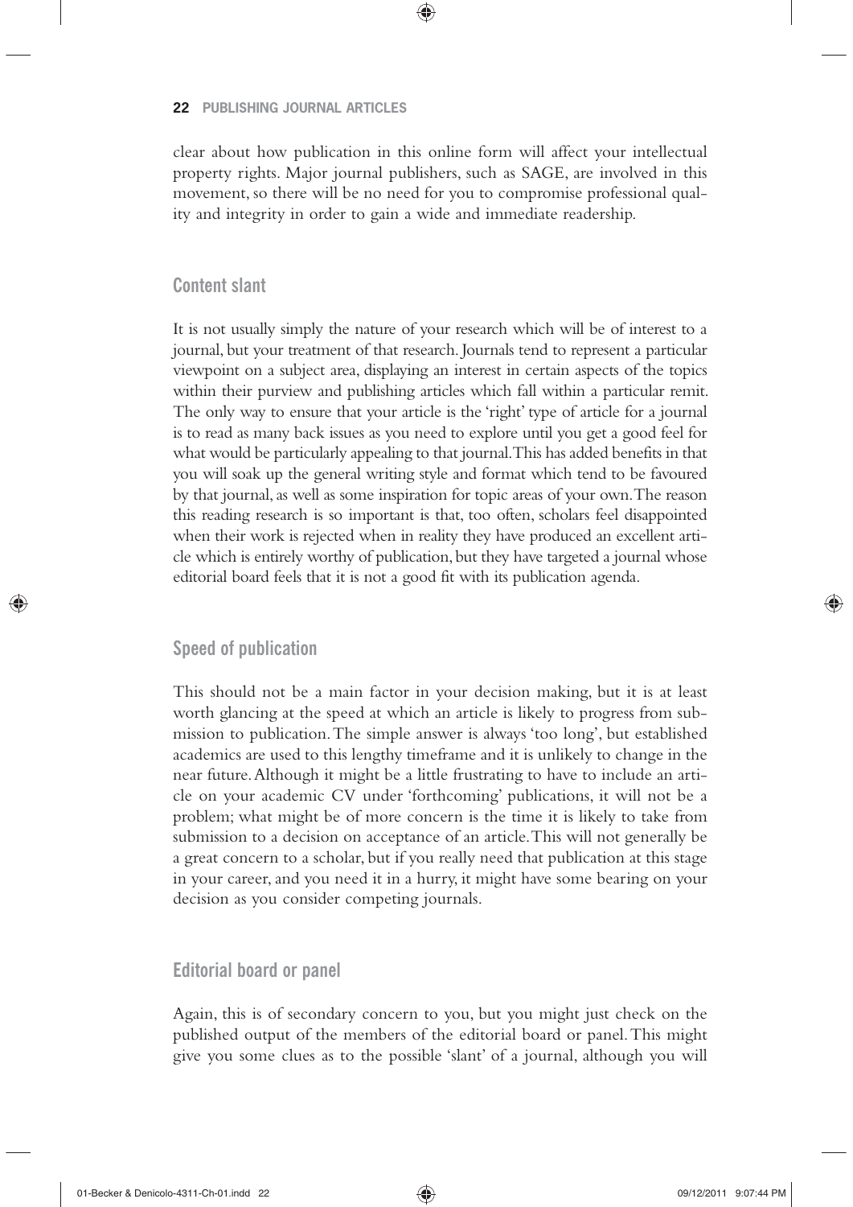clear about how publication in this online form will affect your intellectual property rights. Major journal publishers, such as SAGE, are involved in this movement, so there will be no need for you to compromise professional quality and integrity in order to gain a wide and immediate readership.

### Content slant

It is not usually simply the nature of your research which will be of interest to a journal, but your treatment of that research. Journals tend to represent a particular viewpoint on a subject area, displaying an interest in certain aspects of the topics within their purview and publishing articles which fall within a particular remit. The only way to ensure that your article is the 'right' type of article for a journal is to read as many back issues as you need to explore until you get a good feel for what would be particularly appealing to that journal. This has added benefits in that you will soak up the general writing style and format which tend to be favoured by that journal, as well as some inspiration for topic areas of your own. The reason this reading research is so important is that, too often, scholars feel disappointed when their work is rejected when in reality they have produced an excellent article which is entirely worthy of publication, but they have targeted a journal whose editorial board feels that it is not a good fit with its publication agenda.

### Speed of publication

This should not be a main factor in your decision making, but it is at least worth glancing at the speed at which an article is likely to progress from submission to publication. The simple answer is always 'too long', but established academics are used to this lengthy timeframe and it is unlikely to change in the near future. Although it might be a little frustrating to have to include an article on your academic CV under 'forthcoming' publications, it will not be a problem; what might be of more concern is the time it is likely to take from submission to a decision on acceptance of an article. This will not generally be a great concern to a scholar, but if you really need that publication at this stage in your career, and you need it in a hurry, it might have some bearing on your decision as you consider competing journals.

### Editorial board or panel

Again, this is of secondary concern to you, but you might just check on the published output of the members of the editorial board or panel. This might give you some clues as to the possible 'slant' of a journal, although you will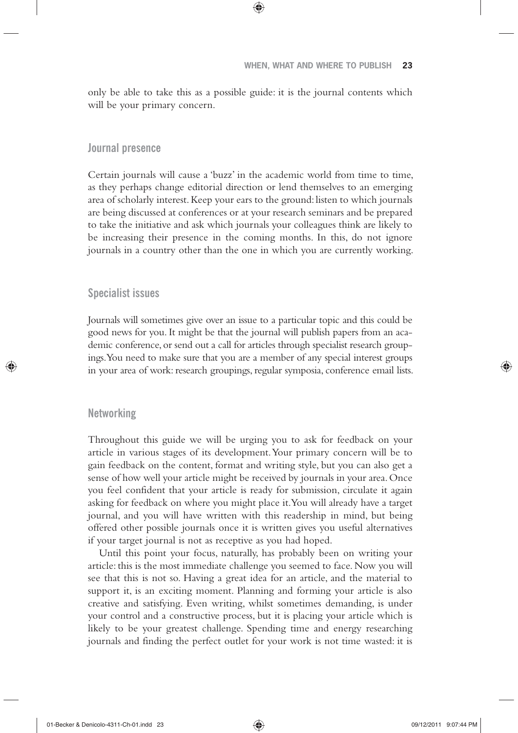only be able to take this as a possible guide: it is the journal contents which will be your primary concern.

## Journal presence

Certain journals will cause a 'buzz' in the academic world from time to time, as they perhaps change editorial direction or lend themselves to an emerging area of scholarly interest. Keep your ears to the ground: listen to which journals are being discussed at conferences or at your research seminars and be prepared to take the initiative and ask which journals your colleagues think are likely to be increasing their presence in the coming months. In this, do not ignore journals in a country other than the one in which you are currently working.

## Specialist issues

Journals will sometimes give over an issue to a particular topic and this could be good news for you. It might be that the journal will publish papers from an academic conference, or send out a call for articles through specialist research groupings. You need to make sure that you are a member of any special interest groups in your area of work: research groupings, regular symposia, conference email lists.

## Networking

Throughout this guide we will be urging you to ask for feedback on your article in various stages of its development. Your primary concern will be to gain feedback on the content, format and writing style, but you can also get a sense of how well your article might be received by journals in your area. Once you feel confident that your article is ready for submission, circulate it again asking for feedback on where you might place it. You will already have a target journal, and you will have written with this readership in mind, but being offered other possible journals once it is written gives you useful alternatives if your target journal is not as receptive as you had hoped.

Until this point your focus, naturally, has probably been on writing your article: this is the most immediate challenge you seemed to face. Now you will see that this is not so. Having a great idea for an article, and the material to support it, is an exciting moment. Planning and forming your article is also creative and satisfying. Even writing, whilst sometimes demanding, is under your control and a constructive process, but it is placing your article which is likely to be your greatest challenge. Spending time and energy researching journals and finding the perfect outlet for your work is not time wasted: it is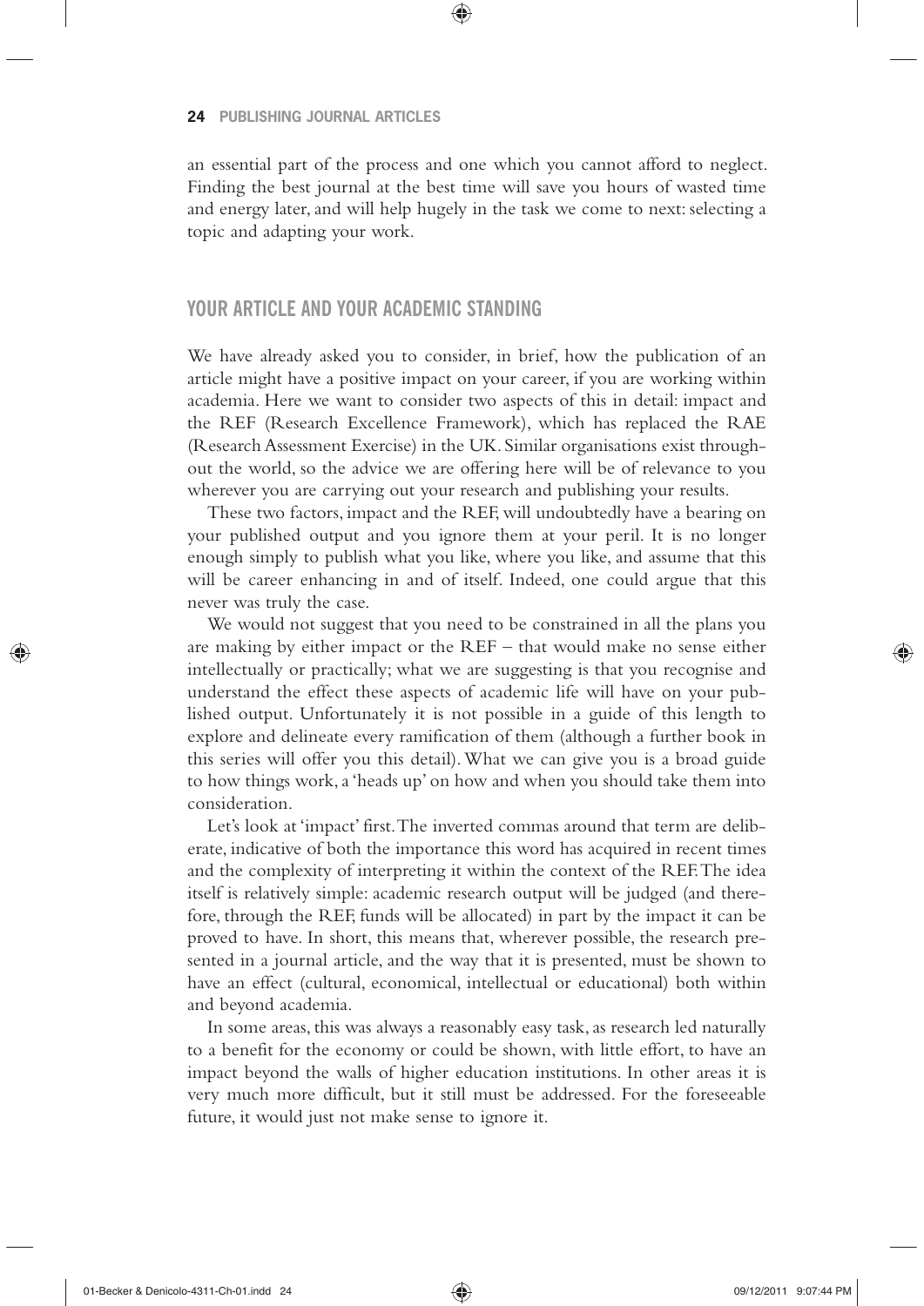an essential part of the process and one which you cannot afford to neglect. Finding the best journal at the best time will save you hours of wasted time and energy later, and will help hugely in the task we come to next: selecting a topic and adapting your work.

## YOUR ARTICLE AND YOUR ACADEMIC STANDING

We have already asked you to consider, in brief, how the publication of an article might have a positive impact on your career, if you are working within academia. Here we want to consider two aspects of this in detail: impact and the REF (Research Excellence Framework), which has replaced the RAE (Research Assessment Exercise) in the UK. Similar organisations exist throughout the world, so the advice we are offering here will be of relevance to you wherever you are carrying out your research and publishing your results.

These two factors, impact and the REF, will undoubtedly have a bearing on your published output and you ignore them at your peril. It is no longer enough simply to publish what you like, where you like, and assume that this will be career enhancing in and of itself. Indeed, one could argue that this never was truly the case.

We would not suggest that you need to be constrained in all the plans you are making by either impact or the REF – that would make no sense either intellectually or practically; what we are suggesting is that you recognise and understand the effect these aspects of academic life will have on your published output. Unfortunately it is not possible in a guide of this length to explore and delineate every ramification of them (although a further book in this series will offer you this detail). What we can give you is a broad guide to how things work, a 'heads up' on how and when you should take them into consideration.

Let's look at 'impact' first. The inverted commas around that term are deliberate, indicative of both the importance this word has acquired in recent times and the complexity of interpreting it within the context of the REF. The idea itself is relatively simple: academic research output will be judged (and therefore, through the REF, funds will be allocated) in part by the impact it can be proved to have. In short, this means that, wherever possible, the research presented in a journal article, and the way that it is presented, must be shown to have an effect (cultural, economical, intellectual or educational) both within and beyond academia.

In some areas, this was always a reasonably easy task, as research led naturally to a benefit for the economy or could be shown, with little effort, to have an impact beyond the walls of higher education institutions. In other areas it is very much more difficult, but it still must be addressed. For the foreseeable future, it would just not make sense to ignore it.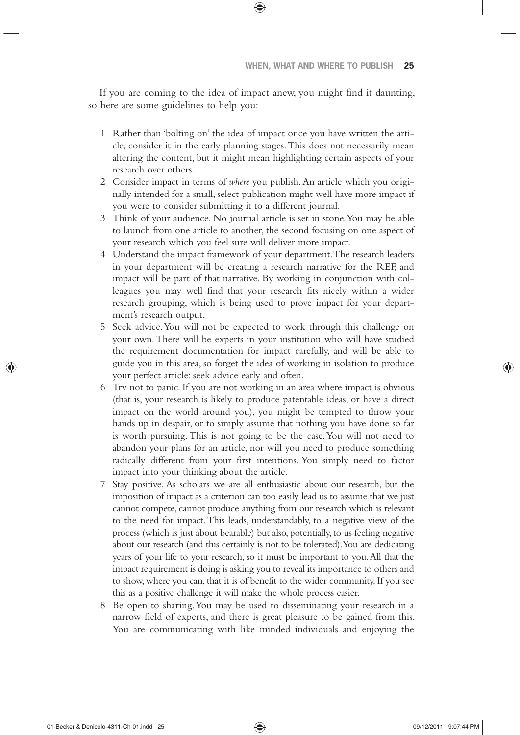If you are coming to the idea of impact anew, you might find it daunting, so here are some guidelines to help you:

1. Rather than 'bolting on' the idea of impact once you have written the article, consider it in the early planning stages. This does not necessarily mean altering the content, but it might mean highlighting certain aspects of your research over others.
2. Consider impact in terms of *where* you publish. An article which you originally intended for a small, select publication might well have more impact if you were to consider submitting it to a different journal.
3. Think of your audience. No journal article is set in stone. You may be able to launch from one article to another, the second focusing on one aspect of your research which you feel sure will deliver more impact.
4. Understand the impact framework of your department. The research leaders in your department will be creating a research narrative for the REF, and impact will be part of that narrative. By working in conjunction with colleagues you may well find that your research fits nicely within a wider research grouping, which is being used to prove impact for your department's research output.
5. Seek advice. You will not be expected to work through this challenge on your own. There will be experts in your institution who will have studied the requirement documentation for impact carefully, and will be able to guide you in this area, so forget the idea of working in isolation to produce your perfect article: seek advice early and often.
6. Try not to panic. If you are not working in an area where impact is obvious (that is, your research is likely to produce patentable ideas, or have a direct impact on the world around you), you might be tempted to throw your hands up in despair, or to simply assume that nothing you have done so far is worth pursuing. This is not going to be the case. You will not need to abandon your plans for an article, nor will you need to produce something radically different from your first intentions. You simply need to factor impact into your thinking about the article.
7. Stay positive. As scholars we are all enthusiastic about our research, but the imposition of impact as a criterion can too easily lead us to assume that we just cannot compete, cannot produce anything from our research which is relevant to the need for impact. This leads, understandably, to a negative view of the process (which is just about bearable) but also, potentially, to us feeling negative about our research (and this certainly is not to be tolerated). You are dedicating years of your life to your research, so it must be important to you. All that the impact requirement is doing is asking you to reveal its importance to others and to show, where you can, that it is of benefit to the wider community. If you see this as a positive challenge it will make the whole process easier.
8. Be open to sharing. You may be used to disseminating your research in a narrow field of experts, and there is great pleasure to be gained from this. You are communicating with like minded individuals and enjoying the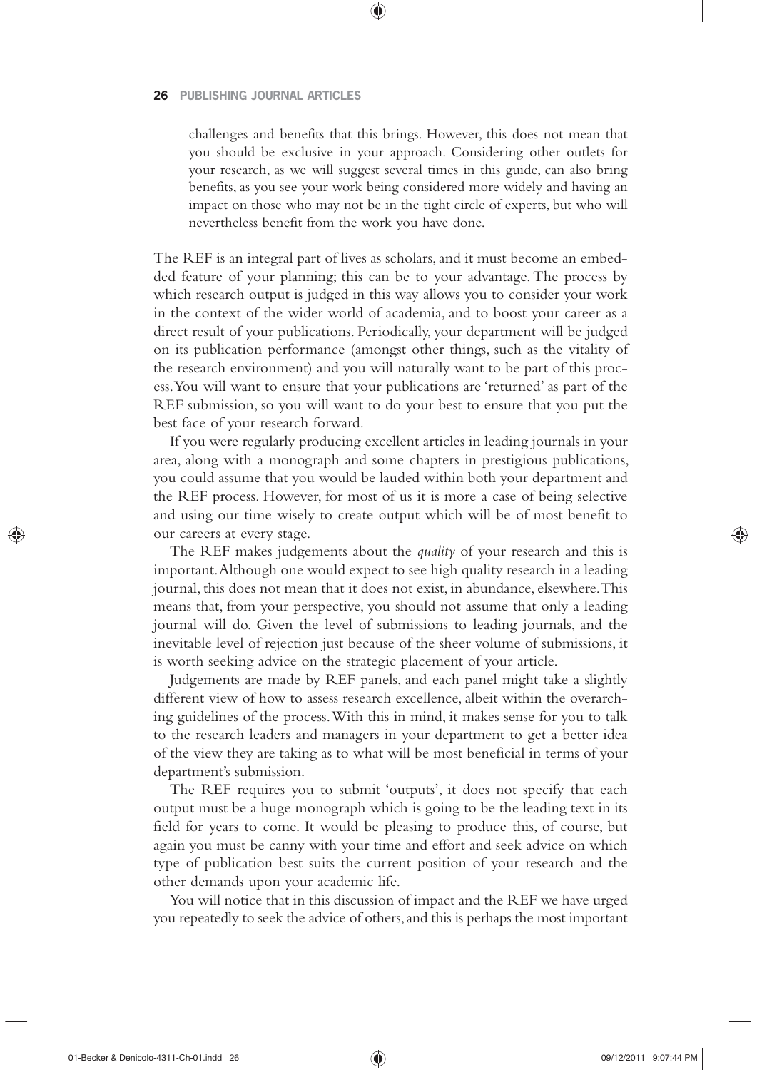challenges and benefits that this brings. However, this does not mean that you should be exclusive in your approach. Considering other outlets for your research, as we will suggest several times in this guide, can also bring benefits, as you see your work being considered more widely and having an impact on those who may not be in the tight circle of experts, but who will nevertheless benefit from the work you have done.

The REF is an integral part of lives as scholars, and it must become an embedded feature of your planning; this can be to your advantage. The process by which research output is judged in this way allows you to consider your work in the context of the wider world of academia, and to boost your career as a direct result of your publications. Periodically, your department will be judged on its publication performance (amongst other things, such as the vitality of the research environment) and you will naturally want to be part of this process. You will want to ensure that your publications are 'returned' as part of the REF submission, so you will want to do your best to ensure that you put the best face of your research forward.

If you were regularly producing excellent articles in leading journals in your area, along with a monograph and some chapters in prestigious publications, you could assume that you would be lauded within both your department and the REF process. However, for most of us it is more a case of being selective and using our time wisely to create output which will be of most benefit to our careers at every stage.

The REF makes judgements about the *quality* of your research and this is important. Although one would expect to see high quality research in a leading journal, this does not mean that it does not exist, in abundance, elsewhere. This means that, from your perspective, you should not assume that only a leading journal will do. Given the level of submissions to leading journals, and the inevitable level of rejection just because of the sheer volume of submissions, it is worth seeking advice on the strategic placement of your article.

Judgements are made by REF panels, and each panel might take a slightly different view of how to assess research excellence, albeit within the overarching guidelines of the process. With this in mind, it makes sense for you to talk to the research leaders and managers in your department to get a better idea of the view they are taking as to what will be most beneficial in terms of your department's submission.

The REF requires you to submit 'outputs', it does not specify that each output must be a huge monograph which is going to be the leading text in its field for years to come. It would be pleasing to produce this, of course, but again you must be canny with your time and effort and seek advice on which type of publication best suits the current position of your research and the other demands upon your academic life.

You will notice that in this discussion of impact and the REF we have urged you repeatedly to seek the advice of others, and this is perhaps the most important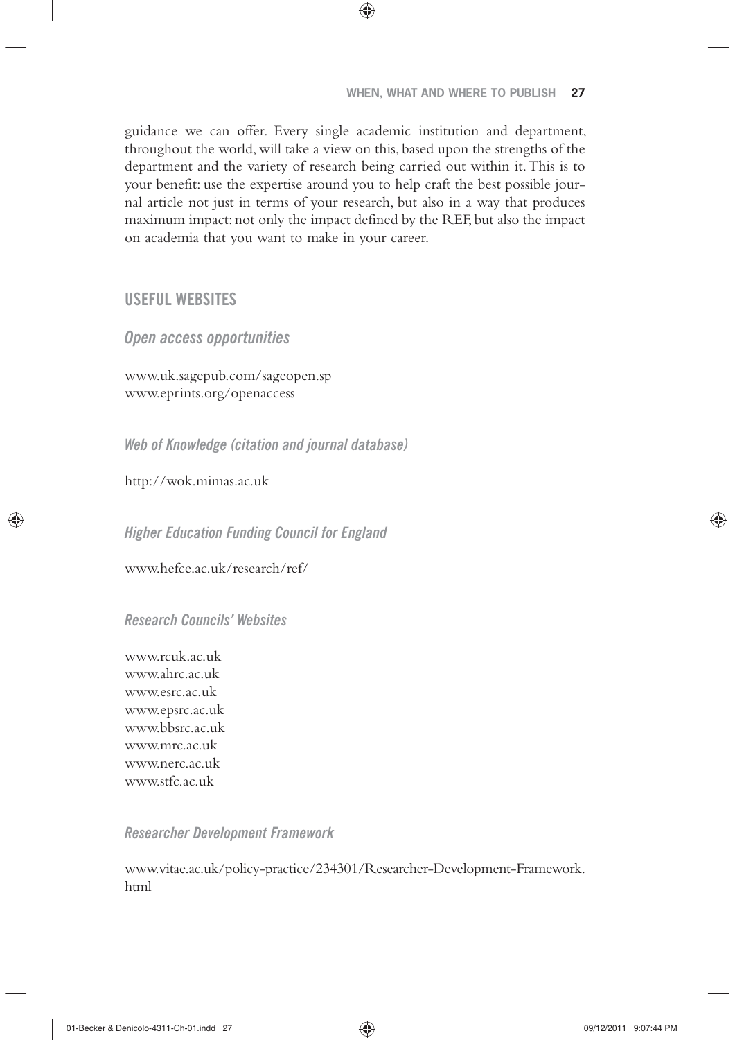guidance we can offer. Every single academic institution and department, throughout the world, will take a view on this, based upon the strengths of the department and the variety of research being carried out within it. This is to your benefit: use the expertise around you to help craft the best possible journal article not just in terms of your research, but also in a way that produces maximum impact: not only the impact defined by the REF, but also the impact on academia that you want to make in your career.

## USEFUL WEBSITES

### *Open access opportunities*

www.uk.sagepub.com/sageopen.sp
www.eprints.org/openaccess

### *Web of Knowledge (citation and journal database)*

http://wok.mimas.ac.uk

### *Higher Education Funding Council for England*

www.hefce.ac.uk/research/ref/

### *Research Councils' Websites*

www.rcuk.ac.uk
www.ahrc.ac.uk
www.esrc.ac.uk
www.epsrc.ac.uk
www.bbsrc.ac.uk
www.mrc.ac.uk
www.nerc.ac.uk
www.stfc.ac.uk

### *Researcher Development Framework*

www.vitae.ac.uk/policy-practice/234301/Researcher-Development-Framework.html